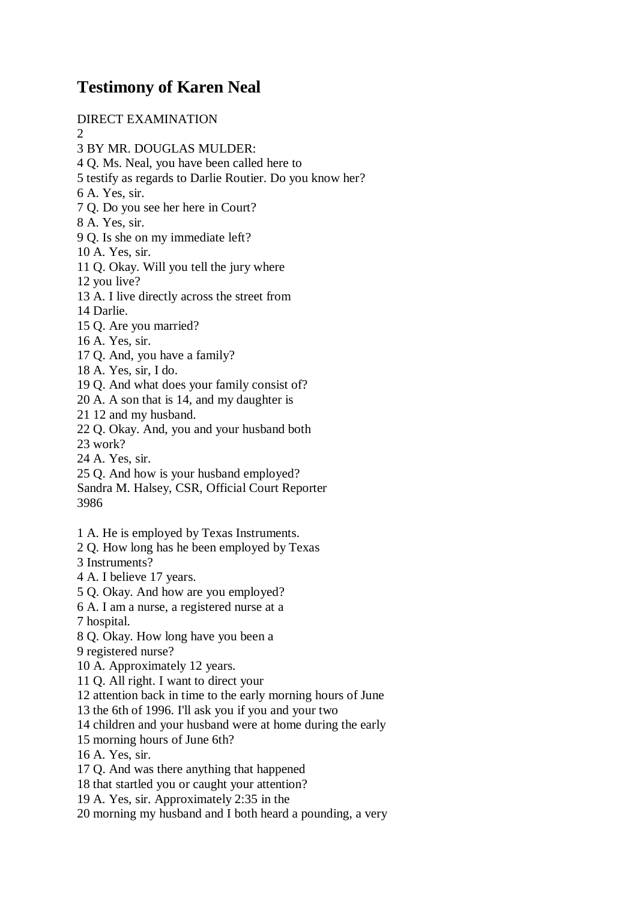# Testimony of Karen Neal

DIRECT EXAMINATION

2

3 BY MR. DOUGLAS MULDER:

4 Q. Ms. Neal, you have been called here to
5 testify as regards to Darlie Routier. Do you know her?
6 A. Yes, sir.
7 Q. Do you see her here in Court?
8 A. Yes, sir.
9 Q. Is she on my immediate left?
10 A. Yes, sir.
11 Q. Okay. Will you tell the jury where
12 you live?
13 A. I live directly across the street from
14 Darlie.
15 Q. Are you married?
16 A. Yes, sir.
17 Q. And, you have a family?
18 A. Yes, sir, I do.
19 Q. And what does your family consist of?
20 A. A son that is 14, and my daughter is
21 12 and my husband.
22 Q. Okay. And, you and your husband both
23 work?
24 A. Yes, sir.
25 Q. And how is your husband employed?

Sandra M. Halsey, CSR, Official Court Reporter
3986

1 A. He is employed by Texas Instruments.
2 Q. How long has he been employed by Texas
3 Instruments?
4 A. I believe 17 years.
5 Q. Okay. And how are you employed?
6 A. I am a nurse, a registered nurse at a
7 hospital.
8 Q. Okay. How long have you been a
9 registered nurse?
10 A. Approximately 12 years.
11 Q. All right. I want to direct your
12 attention back in time to the early morning hours of June
13 the 6th of 1996. I'll ask you if you and your two
14 children and your husband were at home during the early
15 morning hours of June 6th?
16 A. Yes, sir.
17 Q. And was there anything that happened
18 that startled you or caught your attention?
19 A. Yes, sir. Approximately 2:35 in the
20 morning my husband and I both heard a pounding, a very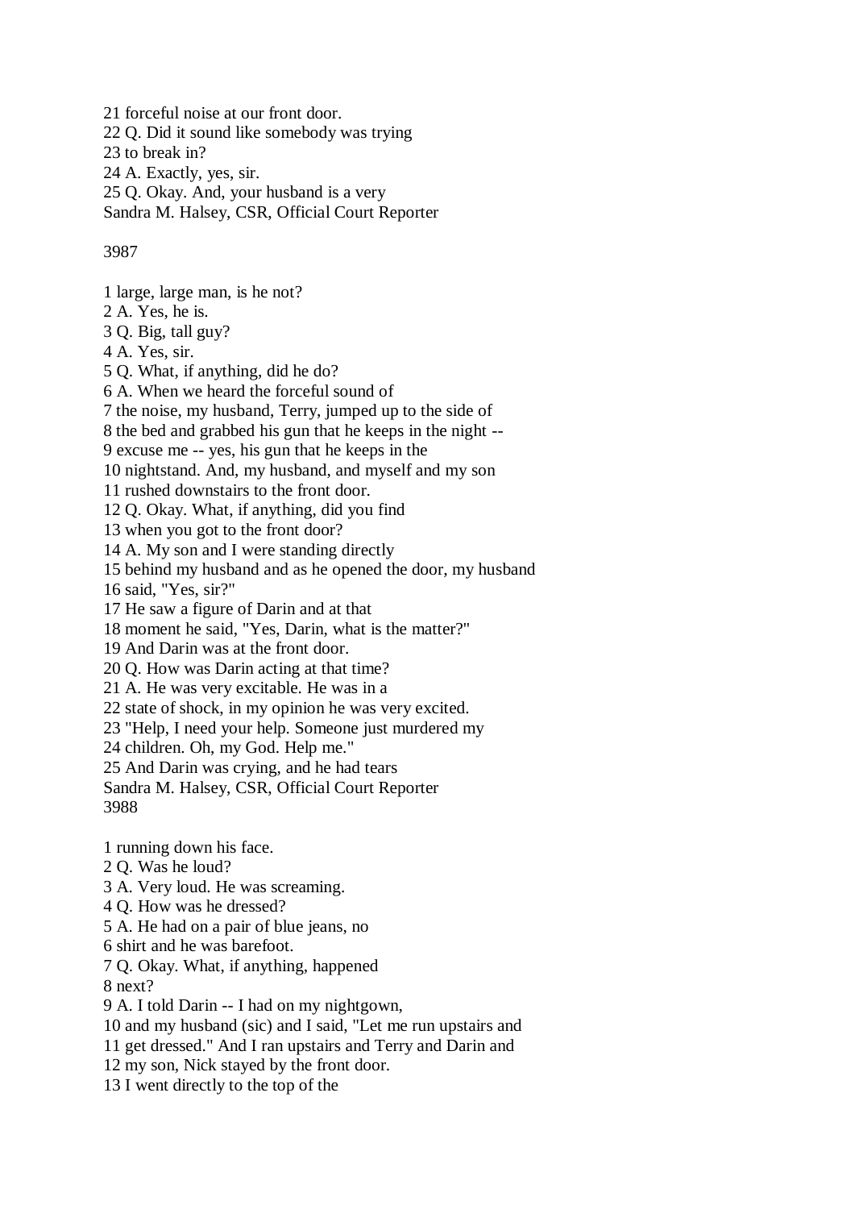21 forceful noise at our front door.
22 Q. Did it sound like somebody was trying
23 to break in?
24 A. Exactly, yes, sir.
25 Q. Okay. And, your husband is a very
Sandra M. Halsey, CSR, Official Court Reporter

3987

1 large, large man, is he not?
2 A. Yes, he is.
3 Q. Big, tall guy?
4 A. Yes, sir.
5 Q. What, if anything, did he do?
6 A. When we heard the forceful sound of
7 the noise, my husband, Terry, jumped up to the side of
8 the bed and grabbed his gun that he keeps in the night --
9 excuse me -- yes, his gun that he keeps in the
10 nightstand. And, my husband, and myself and my son
11 rushed downstairs to the front door.
12 Q. Okay. What, if anything, did you find
13 when you got to the front door?
14 A. My son and I were standing directly
15 behind my husband and as he opened the door, my husband
16 said, "Yes, sir?"
17 He saw a figure of Darin and at that
18 moment he said, "Yes, Darin, what is the matter?"
19 And Darin was at the front door.
20 Q. How was Darin acting at that time?
21 A. He was very excitable. He was in a
22 state of shock, in my opinion he was very excited.
23 "Help, I need your help. Someone just murdered my
24 children. Oh, my God. Help me."
25 And Darin was crying, and he had tears
Sandra M. Halsey, CSR, Official Court Reporter
3988

1 running down his face.
2 Q. Was he loud?
3 A. Very loud. He was screaming.
4 Q. How was he dressed?
5 A. He had on a pair of blue jeans, no
6 shirt and he was barefoot.
7 Q. Okay. What, if anything, happened
8 next?
9 A. I told Darin -- I had on my nightgown,
10 and my husband (sic) and I said, "Let me run upstairs and
11 get dressed." And I ran upstairs and Terry and Darin and
12 my son, Nick stayed by the front door.
13 I went directly to the top of the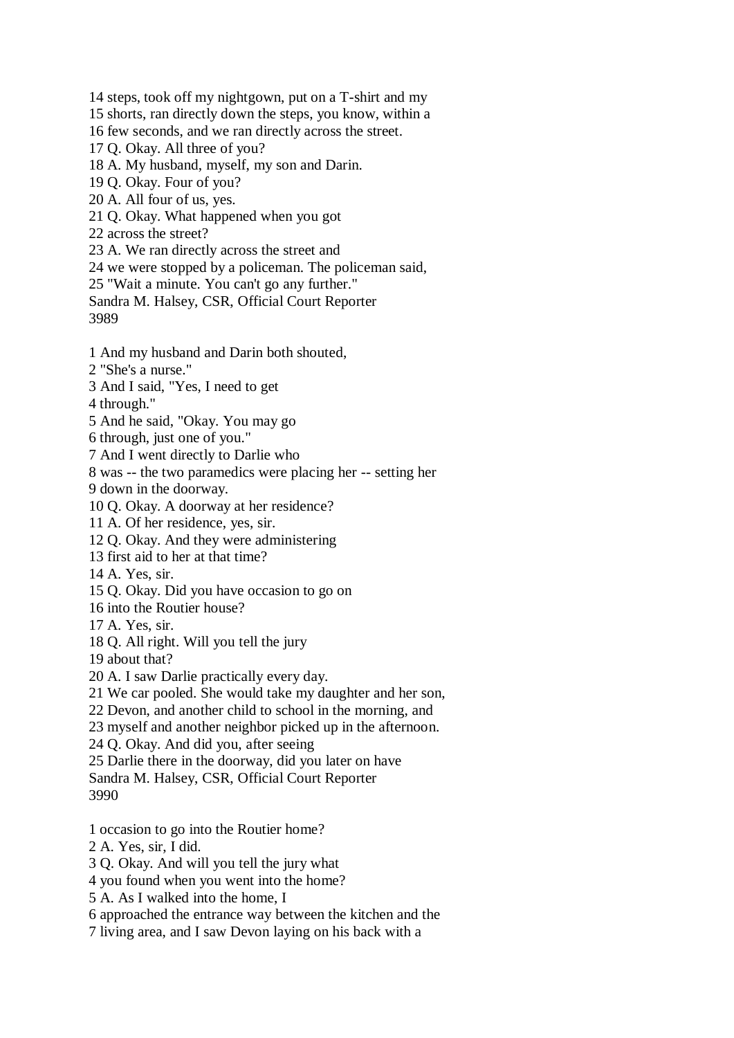14 steps, took off my nightgown, put on a T-shirt and my
15 shorts, ran directly down the steps, you know, within a
16 few seconds, and we ran directly across the street.
17 Q. Okay. All three of you?
18 A. My husband, myself, my son and Darin.
19 Q. Okay. Four of you?
20 A. All four of us, yes.
21 Q. Okay. What happened when you got
22 across the street?
23 A. We ran directly across the street and
24 we were stopped by a policeman. The policeman said,
25 "Wait a minute. You can't go any further."
Sandra M. Halsey, CSR, Official Court Reporter
3989

1 And my husband and Darin both shouted,
2 "She's a nurse."
3 And I said, "Yes, I need to get
4 through."
5 And he said, "Okay. You may go
6 through, just one of you."
7 And I went directly to Darlie who
8 was -- the two paramedics were placing her -- setting her
9 down in the doorway.
10 Q. Okay. A doorway at her residence?
11 A. Of her residence, yes, sir.
12 Q. Okay. And they were administering
13 first aid to her at that time?
14 A. Yes, sir.
15 Q. Okay. Did you have occasion to go on
16 into the Routier house?
17 A. Yes, sir.
18 Q. All right. Will you tell the jury
19 about that?
20 A. I saw Darlie practically every day.
21 We car pooled. She would take my daughter and her son,
22 Devon, and another child to school in the morning, and
23 myself and another neighbor picked up in the afternoon.
24 Q. Okay. And did you, after seeing
25 Darlie there in the doorway, did you later on have
Sandra M. Halsey, CSR, Official Court Reporter
3990

1 occasion to go into the Routier home?
2 A. Yes, sir, I did.
3 Q. Okay. And will you tell the jury what
4 you found when you went into the home?
5 A. As I walked into the home, I
6 approached the entrance way between the kitchen and the
7 living area, and I saw Devon laying on his back with a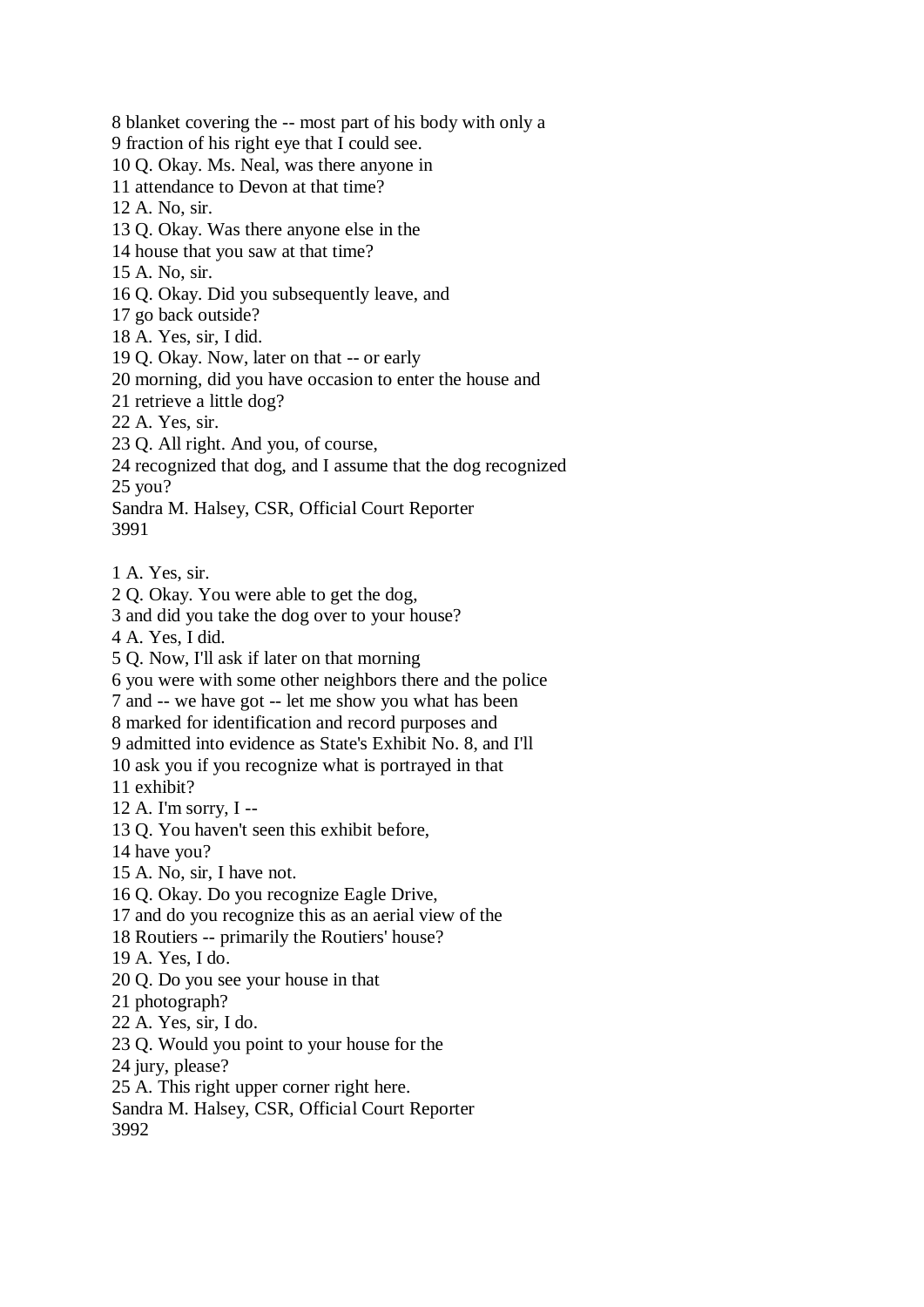8 blanket covering the -- most part of his body with only a
9 fraction of his right eye that I could see.
10 Q. Okay. Ms. Neal, was there anyone in
11 attendance to Devon at that time?
12 A. No, sir.
13 Q. Okay. Was there anyone else in the
14 house that you saw at that time?
15 A. No, sir.
16 Q. Okay. Did you subsequently leave, and
17 go back outside?
18 A. Yes, sir, I did.
19 Q. Okay. Now, later on that -- or early
20 morning, did you have occasion to enter the house and
21 retrieve a little dog?
22 A. Yes, sir.
23 Q. All right. And you, of course,
24 recognized that dog, and I assume that the dog recognized
25 you?
Sandra M. Halsey, CSR, Official Court Reporter
3991

1 A. Yes, sir.
2 Q. Okay. You were able to get the dog,
3 and did you take the dog over to your house?
4 A. Yes, I did.
5 Q. Now, I'll ask if later on that morning
6 you were with some other neighbors there and the police
7 and -- we have got -- let me show you what has been
8 marked for identification and record purposes and
9 admitted into evidence as State's Exhibit No. 8, and I'll
10 ask you if you recognize what is portrayed in that
11 exhibit?
12 A. I'm sorry, I --
13 Q. You haven't seen this exhibit before,
14 have you?
15 A. No, sir, I have not.
16 Q. Okay. Do you recognize Eagle Drive,
17 and do you recognize this as an aerial view of the
18 Routiers -- primarily the Routiers' house?
19 A. Yes, I do.
20 Q. Do you see your house in that
21 photograph?
22 A. Yes, sir, I do.
23 Q. Would you point to your house for the
24 jury, please?
25 A. This right upper corner right here.
Sandra M. Halsey, CSR, Official Court Reporter
3992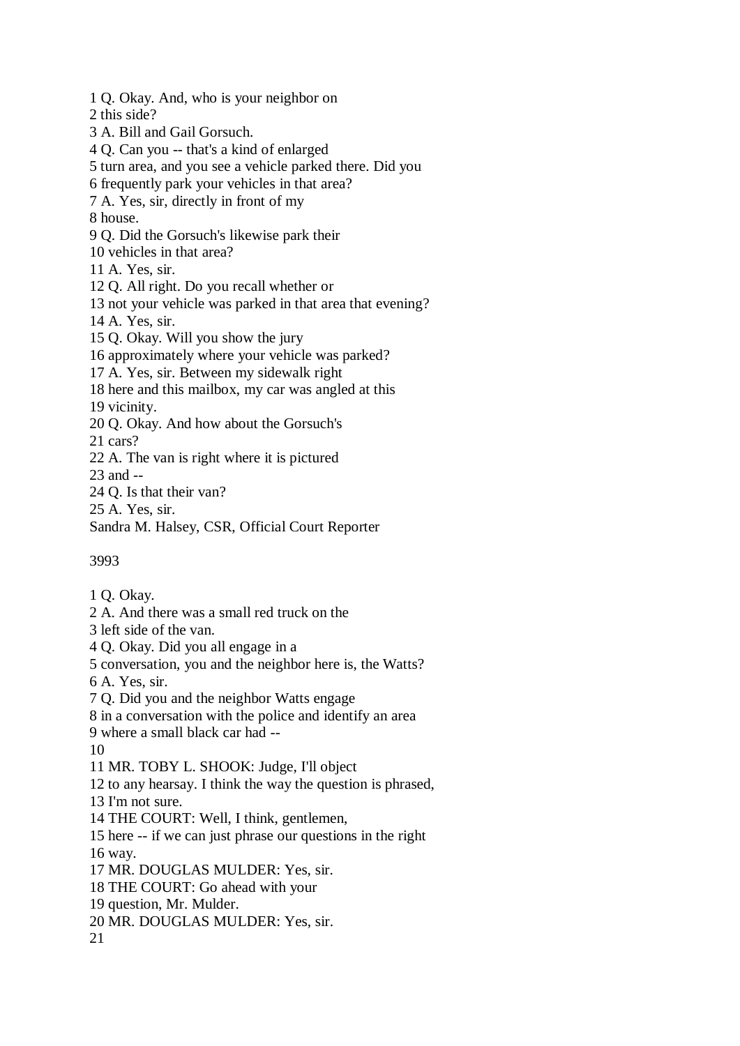1 Q. Okay. And, who is your neighbor on
2 this side?
3 A. Bill and Gail Gorsuch.
4 Q. Can you -- that's a kind of enlarged
5 turn area, and you see a vehicle parked there. Did you
6 frequently park your vehicles in that area?
7 A. Yes, sir, directly in front of my
8 house.
9 Q. Did the Gorsuch's likewise park their
10 vehicles in that area?
11 A. Yes, sir.
12 Q. All right. Do you recall whether or
13 not your vehicle was parked in that area that evening?
14 A. Yes, sir.
15 Q. Okay. Will you show the jury
16 approximately where your vehicle was parked?
17 A. Yes, sir. Between my sidewalk right
18 here and this mailbox, my car was angled at this
19 vicinity.
20 Q. Okay. And how about the Gorsuch's
21 cars?
22 A. The van is right where it is pictured
23 and --
24 Q. Is that their van?
25 A. Yes, sir.
Sandra M. Halsey, CSR, Official Court Reporter

3993

1 Q. Okay.
2 A. And there was a small red truck on the
3 left side of the van.
4 Q. Okay. Did you all engage in a
5 conversation, you and the neighbor here is, the Watts?
6 A. Yes, sir.
7 Q. Did you and the neighbor Watts engage
8 in a conversation with the police and identify an area
9 where a small black car had --
10
11 MR. TOBY L. SHOOK: Judge, I'll object
12 to any hearsay. I think the way the question is phrased,
13 I'm not sure.
14 THE COURT: Well, I think, gentlemen,
15 here -- if we can just phrase our questions in the right
16 way.
17 MR. DOUGLAS MULDER: Yes, sir.
18 THE COURT: Go ahead with your
19 question, Mr. Mulder.
20 MR. DOUGLAS MULDER: Yes, sir.
21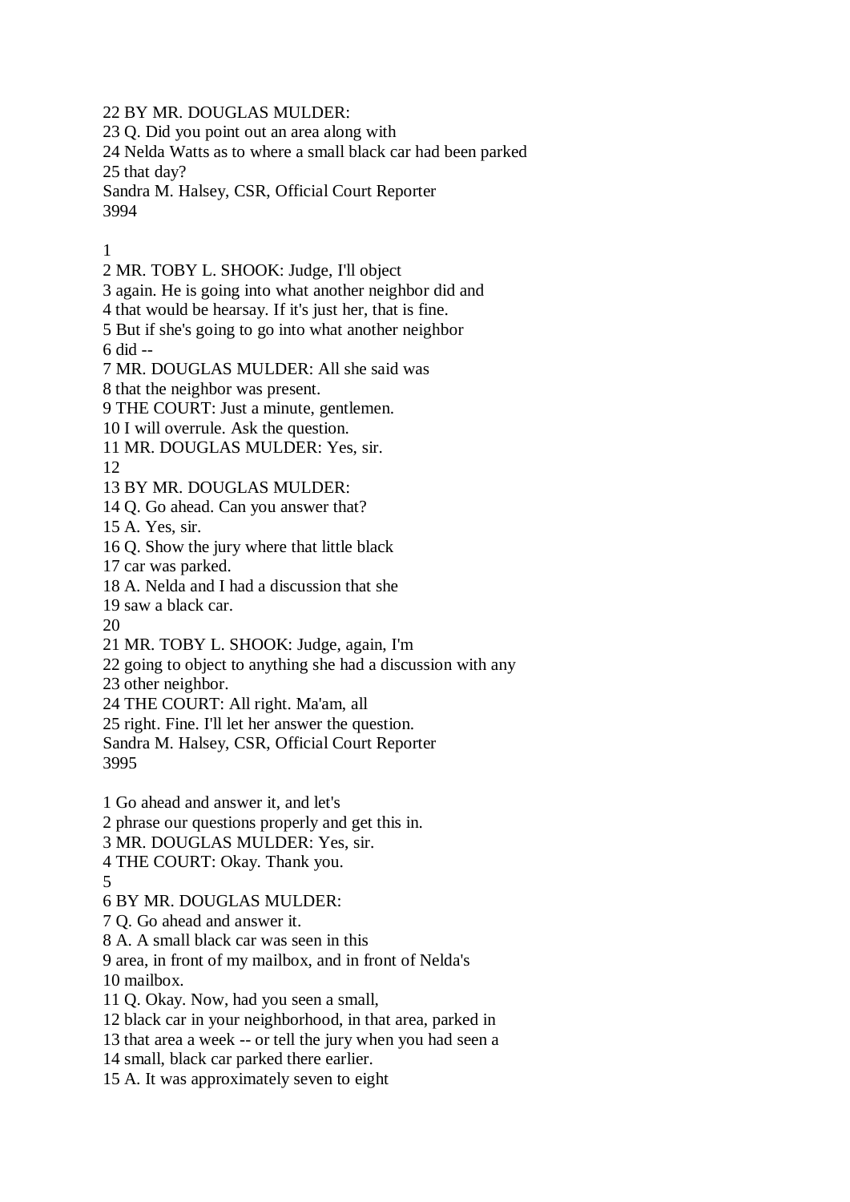22 BY MR. DOUGLAS MULDER:
23 Q. Did you point out an area along with
24 Nelda Watts as to where a small black car had been parked
25 that day?

1
2 MR. TOBY L. SHOOK: Judge, I'll object
3 again. He is going into what another neighbor did and
4 that would be hearsay. If it's just her, that is fine.
5 But if she's going to go into what another neighbor
6 did --
7 MR. DOUGLAS MULDER: All she said was
8 that the neighbor was present.
9 THE COURT: Just a minute, gentlemen.
10 I will overrule. Ask the question.
11 MR. DOUGLAS MULDER: Yes, sir.
12
13 BY MR. DOUGLAS MULDER:
14 Q. Go ahead. Can you answer that?
15 A. Yes, sir.
16 Q. Show the jury where that little black
17 car was parked.
18 A. Nelda and I had a discussion that she
19 saw a black car.
20
21 MR. TOBY L. SHOOK: Judge, again, I'm
22 going to object to anything she had a discussion with any
23 other neighbor.
24 THE COURT: All right. Ma'am, all
25 right. Fine. I'll let her answer the question.

1 Go ahead and answer it, and let's
2 phrase our questions properly and get this in.
3 MR. DOUGLAS MULDER: Yes, sir.
4 THE COURT: Okay. Thank you.
5
6 BY MR. DOUGLAS MULDER:
7 Q. Go ahead and answer it.
8 A. A small black car was seen in this
9 area, in front of my mailbox, and in front of Nelda's
10 mailbox.
11 Q. Okay. Now, had you seen a small,
12 black car in your neighborhood, in that area, parked in
13 that area a week -- or tell the jury when you had seen a
14 small, black car parked there earlier.
15 A. It was approximately seven to eight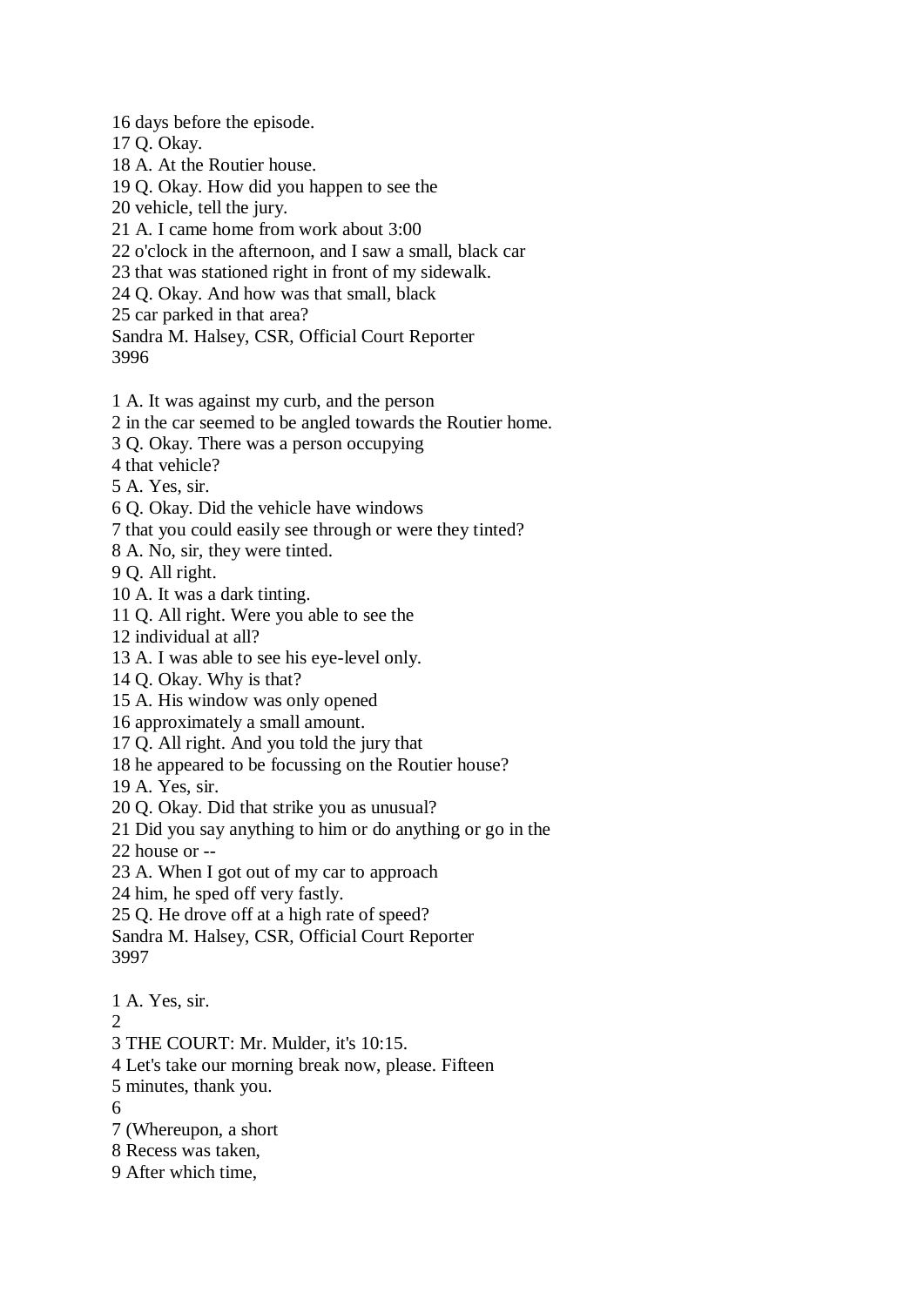16 days before the episode.
17 Q. Okay.
18 A. At the Routier house.
19 Q. Okay. How did you happen to see the
20 vehicle, tell the jury.
21 A. I came home from work about 3:00
22 o'clock in the afternoon, and I saw a small, black car
23 that was stationed right in front of my sidewalk.
24 Q. Okay. And how was that small, black
25 car parked in that area?
Sandra M. Halsey, CSR, Official Court Reporter
3996

1 A. It was against my curb, and the person
2 in the car seemed to be angled towards the Routier home.
3 Q. Okay. There was a person occupying
4 that vehicle?
5 A. Yes, sir.
6 Q. Okay. Did the vehicle have windows
7 that you could easily see through or were they tinted?
8 A. No, sir, they were tinted.
9 Q. All right.
10 A. It was a dark tinting.
11 Q. All right. Were you able to see the
12 individual at all?
13 A. I was able to see his eye-level only.
14 Q. Okay. Why is that?
15 A. His window was only opened
16 approximately a small amount.
17 Q. All right. And you told the jury that
18 he appeared to be focussing on the Routier house?
19 A. Yes, sir.
20 Q. Okay. Did that strike you as unusual?
21 Did you say anything to him or do anything or go in the
22 house or --
23 A. When I got out of my car to approach
24 him, he sped off very fastly.
25 Q. He drove off at a high rate of speed?
Sandra M. Halsey, CSR, Official Court Reporter
3997

1 A. Yes, sir.
2
3 THE COURT: Mr. Mulder, it's 10:15.
4 Let's take our morning break now, please. Fifteen
5 minutes, thank you.
6
7 (Whereupon, a short
8 Recess was taken,
9 After which time,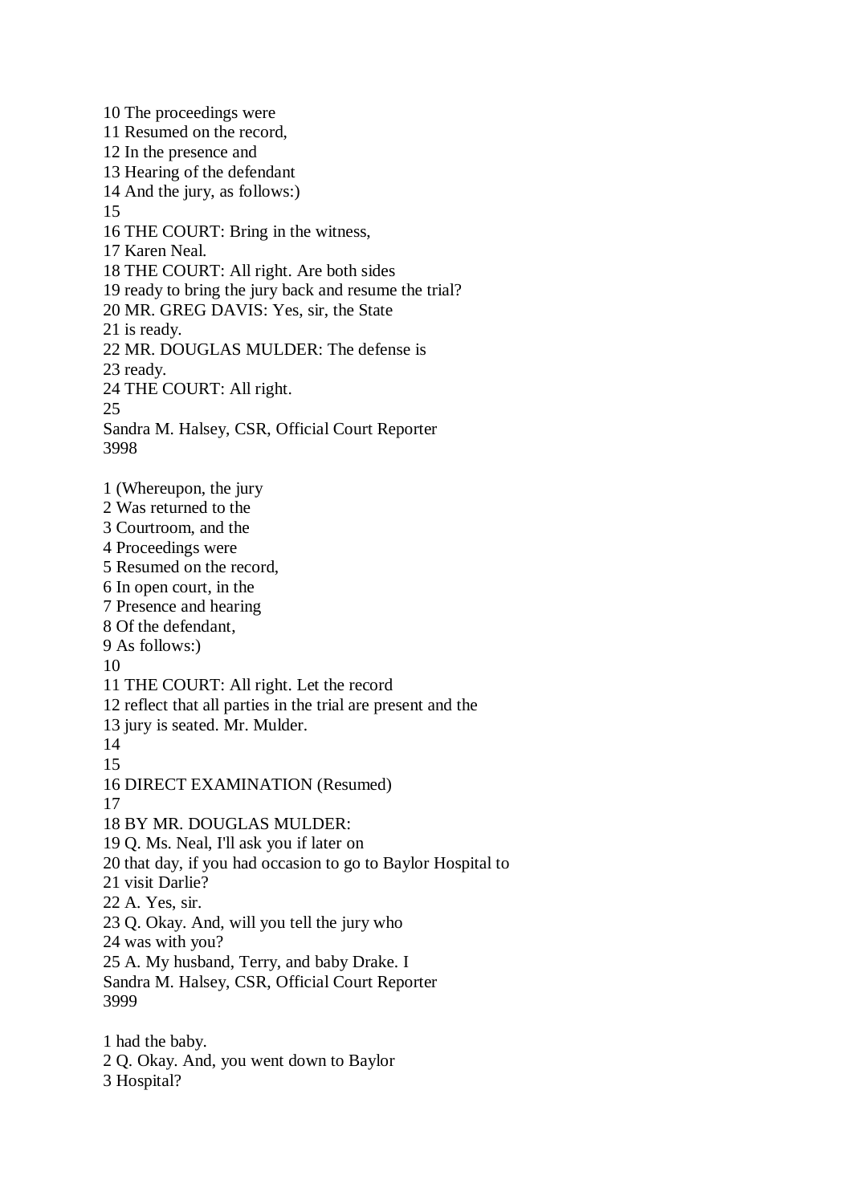10 The proceedings were
11 Resumed on the record,
12 In the presence and
13 Hearing of the defendant
14 And the jury, as follows:)
15
16 THE COURT: Bring in the witness,
17 Karen Neal.
18 THE COURT: All right. Are both sides
19 ready to bring the jury back and resume the trial?
20 MR. GREG DAVIS: Yes, sir, the State
21 is ready.
22 MR. DOUGLAS MULDER: The defense is
23 ready.
24 THE COURT: All right.
25

1 (Whereupon, the jury
2 Was returned to the
3 Courtroom, and the
4 Proceedings were
5 Resumed on the record,
6 In open court, in the
7 Presence and hearing
8 Of the defendant,
9 As follows:)
10
11 THE COURT: All right. Let the record
12 reflect that all parties in the trial are present and the
13 jury is seated. Mr. Mulder.
14
15
16 DIRECT EXAMINATION (Resumed)
17
18 BY MR. DOUGLAS MULDER:
19 Q. Ms. Neal, I'll ask you if later on
20 that day, if you had occasion to go to Baylor Hospital to
21 visit Darlie?
22 A. Yes, sir.
23 Q. Okay. And, will you tell the jury who
24 was with you?
25 A. My husband, Terry, and baby Drake. I

1 had the baby.
2 Q. Okay. And, you went down to Baylor
3 Hospital?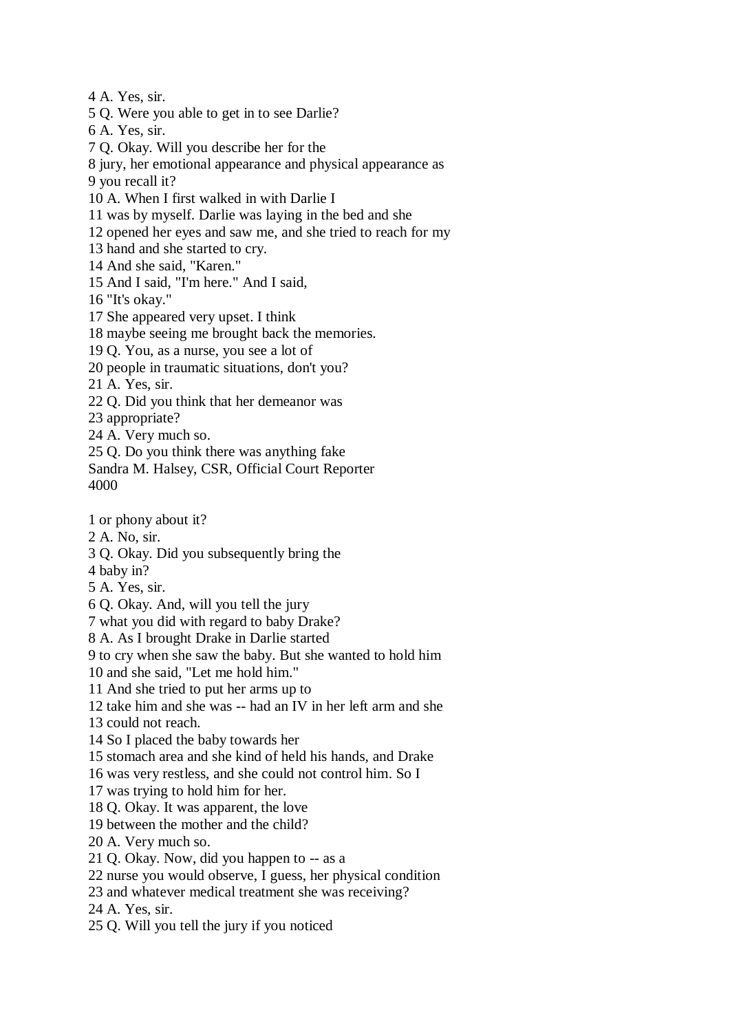4 A. Yes, sir.
5 Q. Were you able to get in to see Darlie?
6 A. Yes, sir.
7 Q. Okay. Will you describe her for the
8 jury, her emotional appearance and physical appearance as
9 you recall it?
10 A. When I first walked in with Darlie I
11 was by myself. Darlie was laying in the bed and she
12 opened her eyes and saw me, and she tried to reach for my
13 hand and she started to cry.
14 And she said, "Karen."
15 And I said, "I'm here." And I said,
16 "It's okay."
17 She appeared very upset. I think
18 maybe seeing me brought back the memories.
19 Q. You, as a nurse, you see a lot of
20 people in traumatic situations, don't you?
21 A. Yes, sir.
22 Q. Did you think that her demeanor was
23 appropriate?
24 A. Very much so.
25 Q. Do you think there was anything fake

1 or phony about it?
2 A. No, sir.
3 Q. Okay. Did you subsequently bring the
4 baby in?
5 A. Yes, sir.
6 Q. Okay. And, will you tell the jury
7 what you did with regard to baby Drake?
8 A. As I brought Drake in Darlie started
9 to cry when she saw the baby. But she wanted to hold him
10 and she said, "Let me hold him."
11 And she tried to put her arms up to
12 take him and she was -- had an IV in her left arm and she
13 could not reach.
14 So I placed the baby towards her
15 stomach area and she kind of held his hands, and Drake
16 was very restless, and she could not control him. So I
17 was trying to hold him for her.
18 Q. Okay. It was apparent, the love
19 between the mother and the child?
20 A. Very much so.
21 Q. Okay. Now, did you happen to -- as a
22 nurse you would observe, I guess, her physical condition
23 and whatever medical treatment she was receiving?
24 A. Yes, sir.
25 Q. Will you tell the jury if you noticed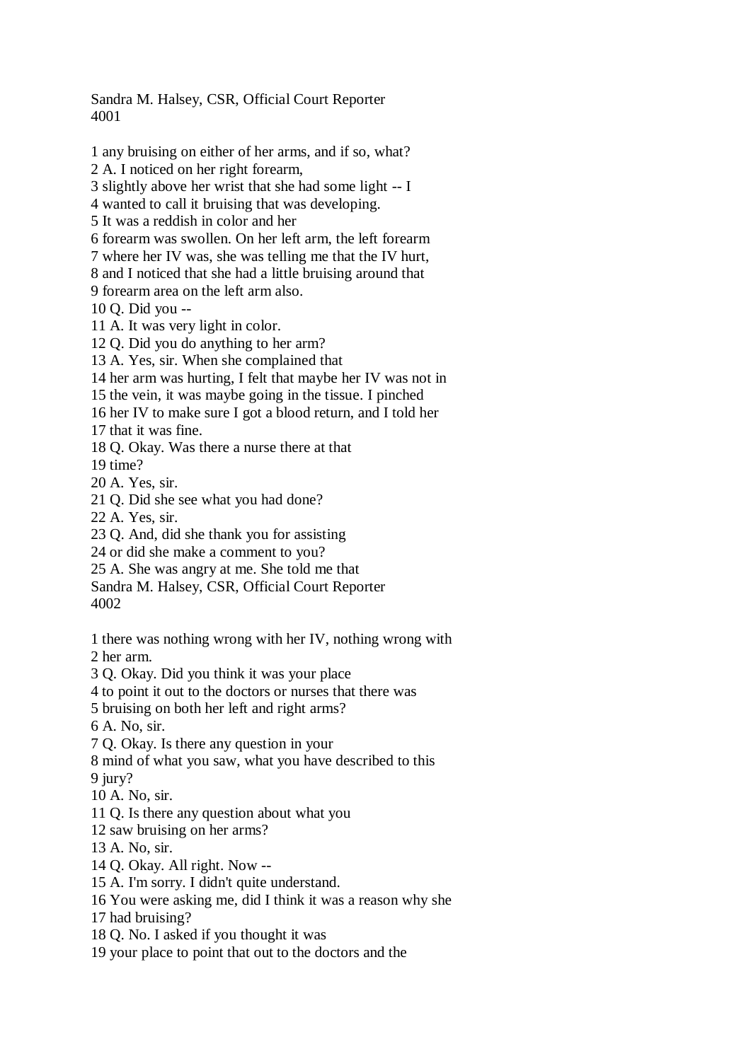1 any bruising on either of her arms, and if so, what?
2 A. I noticed on her right forearm,
3 slightly above her wrist that she had some light -- I
4 wanted to call it bruising that was developing.
5 It was a reddish in color and her
6 forearm was swollen. On her left arm, the left forearm
7 where her IV was, she was telling me that the IV hurt,
8 and I noticed that she had a little bruising around that
9 forearm area on the left arm also.
10 Q. Did you --
11 A. It was very light in color.
12 Q. Did you do anything to her arm?
13 A. Yes, sir. When she complained that
14 her arm was hurting, I felt that maybe her IV was not in
15 the vein, it was maybe going in the tissue. I pinched
16 her IV to make sure I got a blood return, and I told her
17 that it was fine.
18 Q. Okay. Was there a nurse there at that
19 time?
20 A. Yes, sir.
21 Q. Did she see what you had done?
22 A. Yes, sir.
23 Q. And, did she thank you for assisting
24 or did she make a comment to you?
25 A. She was angry at me. She told me that

1 there was nothing wrong with her IV, nothing wrong with
2 her arm.
3 Q. Okay. Did you think it was your place
4 to point it out to the doctors or nurses that there was
5 bruising on both her left and right arms?
6 A. No, sir.
7 Q. Okay. Is there any question in your
8 mind of what you saw, what you have described to this
9 jury?
10 A. No, sir.
11 Q. Is there any question about what you
12 saw bruising on her arms?
13 A. No, sir.
14 Q. Okay. All right. Now --
15 A. I'm sorry. I didn't quite understand.
16 You were asking me, did I think it was a reason why she
17 had bruising?
18 Q. No. I asked if you thought it was
19 your place to point that out to the doctors and the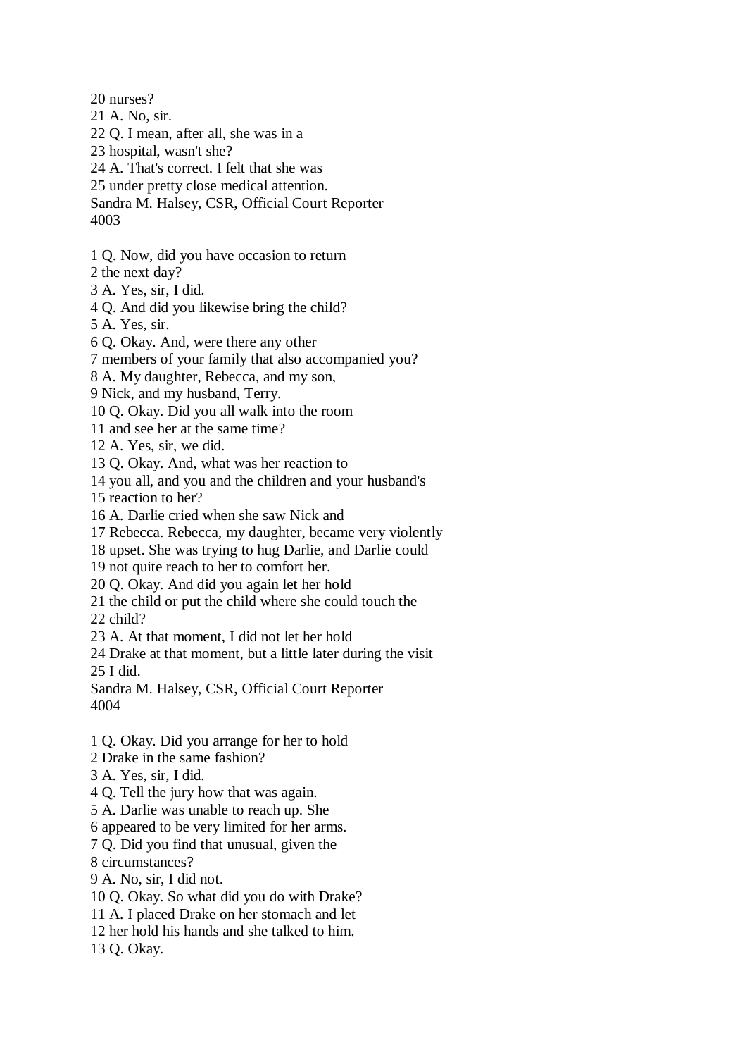20 nurses?
21 A. No, sir.
22 Q. I mean, after all, she was in a
23 hospital, wasn't she?
24 A. That's correct. I felt that she was
25 under pretty close medical attention.
Sandra M. Halsey, CSR, Official Court Reporter
4003

1 Q. Now, did you have occasion to return
2 the next day?
3 A. Yes, sir, I did.
4 Q. And did you likewise bring the child?
5 A. Yes, sir.
6 Q. Okay. And, were there any other
7 members of your family that also accompanied you?
8 A. My daughter, Rebecca, and my son,
9 Nick, and my husband, Terry.
10 Q. Okay. Did you all walk into the room
11 and see her at the same time?
12 A. Yes, sir, we did.
13 Q. Okay. And, what was her reaction to
14 you all, and you and the children and your husband's
15 reaction to her?
16 A. Darlie cried when she saw Nick and
17 Rebecca. Rebecca, my daughter, became very violently
18 upset. She was trying to hug Darlie, and Darlie could
19 not quite reach to her to comfort her.
20 Q. Okay. And did you again let her hold
21 the child or put the child where she could touch the
22 child?
23 A. At that moment, I did not let her hold
24 Drake at that moment, but a little later during the visit
25 I did.
Sandra M. Halsey, CSR, Official Court Reporter
4004

1 Q. Okay. Did you arrange for her to hold
2 Drake in the same fashion?
3 A. Yes, sir, I did.
4 Q. Tell the jury how that was again.
5 A. Darlie was unable to reach up. She
6 appeared to be very limited for her arms.
7 Q. Did you find that unusual, given the
8 circumstances?
9 A. No, sir, I did not.
10 Q. Okay. So what did you do with Drake?
11 A. I placed Drake on her stomach and let
12 her hold his hands and she talked to him.
13 Q. Okay.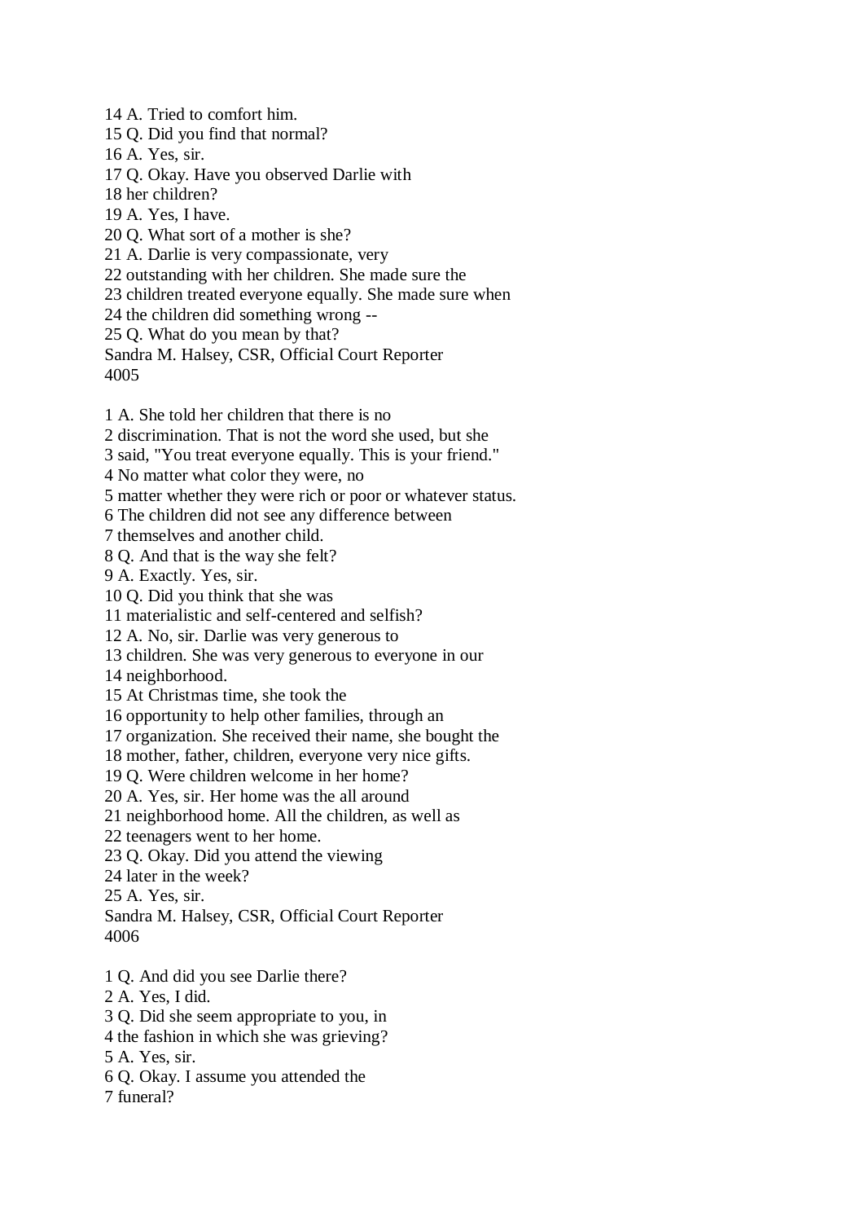14 A. Tried to comfort him.
15 Q. Did you find that normal?
16 A. Yes, sir.
17 Q. Okay. Have you observed Darlie with
18 her children?
19 A. Yes, I have.
20 Q. What sort of a mother is she?
21 A. Darlie is very compassionate, very
22 outstanding with her children. She made sure the
23 children treated everyone equally. She made sure when
24 the children did something wrong --
25 Q. What do you mean by that?
Sandra M. Halsey, CSR, Official Court Reporter
4005

1 A. She told her children that there is no
2 discrimination. That is not the word she used, but she
3 said, "You treat everyone equally. This is your friend."
4 No matter what color they were, no
5 matter whether they were rich or poor or whatever status.
6 The children did not see any difference between
7 themselves and another child.
8 Q. And that is the way she felt?
9 A. Exactly. Yes, sir.
10 Q. Did you think that she was
11 materialistic and self-centered and selfish?
12 A. No, sir. Darlie was very generous to
13 children. She was very generous to everyone in our
14 neighborhood.
15 At Christmas time, she took the
16 opportunity to help other families, through an
17 organization. She received their name, she bought the
18 mother, father, children, everyone very nice gifts.
19 Q. Were children welcome in her home?
20 A. Yes, sir. Her home was the all around
21 neighborhood home. All the children, as well as
22 teenagers went to her home.
23 Q. Okay. Did you attend the viewing
24 later in the week?
25 A. Yes, sir.
Sandra M. Halsey, CSR, Official Court Reporter
4006

1 Q. And did you see Darlie there?
2 A. Yes, I did.
3 Q. Did she seem appropriate to you, in
4 the fashion in which she was grieving?
5 A. Yes, sir.
6 Q. Okay. I assume you attended the
7 funeral?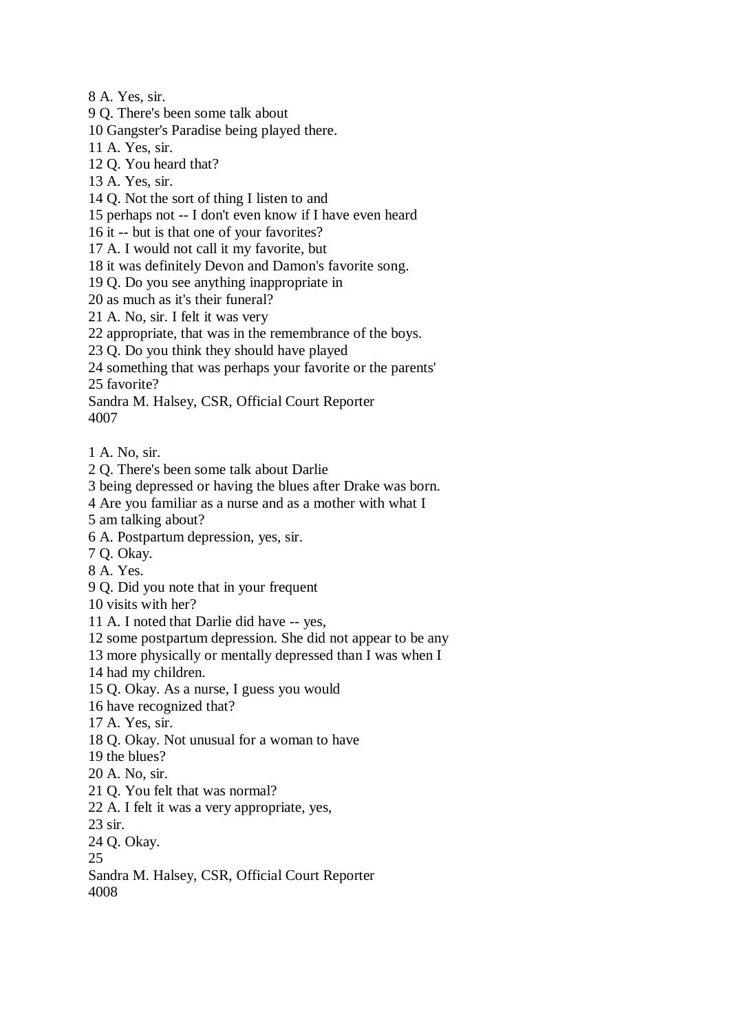8 A. Yes, sir.
9 Q. There's been some talk about
10 Gangster's Paradise being played there.
11 A. Yes, sir.
12 Q. You heard that?
13 A. Yes, sir.
14 Q. Not the sort of thing I listen to and
15 perhaps not -- I don't even know if I have even heard
16 it -- but is that one of your favorites?
17 A. I would not call it my favorite, but
18 it was definitely Devon and Damon's favorite song.
19 Q. Do you see anything inappropriate in
20 as much as it's their funeral?
21 A. No, sir. I felt it was very
22 appropriate, that was in the remembrance of the boys.
23 Q. Do you think they should have played
24 something that was perhaps your favorite or the parents'
25 favorite?
Sandra M. Halsey, CSR, Official Court Reporter
4007

1 A. No, sir.
2 Q. There's been some talk about Darlie
3 being depressed or having the blues after Drake was born.
4 Are you familiar as a nurse and as a mother with what I
5 am talking about?
6 A. Postpartum depression, yes, sir.
7 Q. Okay.
8 A. Yes.
9 Q. Did you note that in your frequent
10 visits with her?
11 A. I noted that Darlie did have -- yes,
12 some postpartum depression. She did not appear to be any
13 more physically or mentally depressed than I was when I
14 had my children.
15 Q. Okay. As a nurse, I guess you would
16 have recognized that?
17 A. Yes, sir.
18 Q. Okay. Not unusual for a woman to have
19 the blues?
20 A. No, sir.
21 Q. You felt that was normal?
22 A. I felt it was a very appropriate, yes,
23 sir.
24 Q. Okay.
25
Sandra M. Halsey, CSR, Official Court Reporter
4008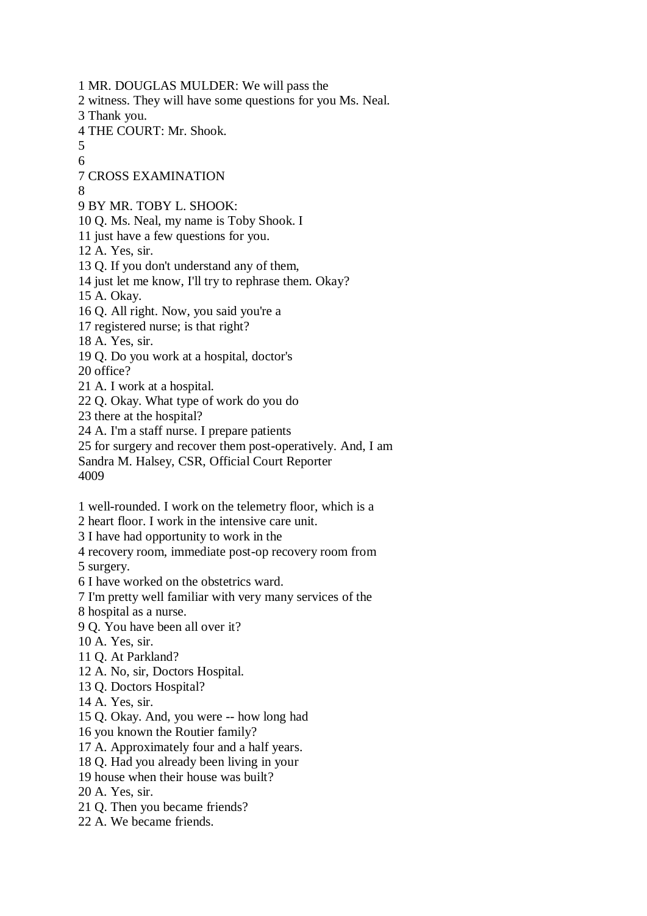1 MR. DOUGLAS MULDER: We will pass the
2 witness. They will have some questions for you Ms. Neal.
3 Thank you.
4 THE COURT: Mr. Shook.
5
6
7 CROSS EXAMINATION
8
9 BY MR. TOBY L. SHOOK:
10 Q. Ms. Neal, my name is Toby Shook. I
11 just have a few questions for you.
12 A. Yes, sir.
13 Q. If you don't understand any of them,
14 just let me know, I'll try to rephrase them. Okay?
15 A. Okay.
16 Q. All right. Now, you said you're a
17 registered nurse; is that right?
18 A. Yes, sir.
19 Q. Do you work at a hospital, doctor's
20 office?
21 A. I work at a hospital.
22 Q. Okay. What type of work do you do
23 there at the hospital?
24 A. I'm a staff nurse. I prepare patients
25 for surgery and recover them post-operatively. And, I am
Sandra M. Halsey, CSR, Official Court Reporter
4009

1 well-rounded. I work on the telemetry floor, which is a
2 heart floor. I work in the intensive care unit.
3 I have had opportunity to work in the
4 recovery room, immediate post-op recovery room from
5 surgery.
6 I have worked on the obstetrics ward.
7 I'm pretty well familiar with very many services of the
8 hospital as a nurse.
9 Q. You have been all over it?
10 A. Yes, sir.
11 Q. At Parkland?
12 A. No, sir, Doctors Hospital.
13 Q. Doctors Hospital?
14 A. Yes, sir.
15 Q. Okay. And, you were -- how long had
16 you known the Routier family?
17 A. Approximately four and a half years.
18 Q. Had you already been living in your
19 house when their house was built?
20 A. Yes, sir.
21 Q. Then you became friends?
22 A. We became friends.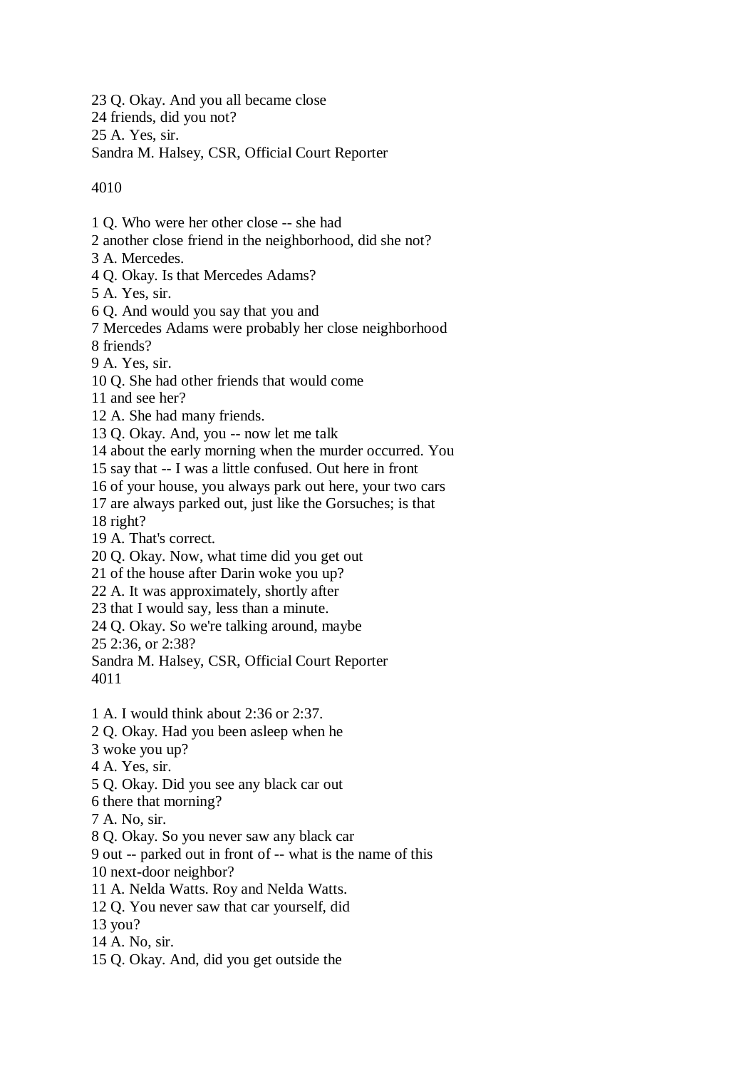23 Q. Okay. And you all became close
24 friends, did you not?
25 A. Yes, sir.

1 Q. Who were her other close -- she had
2 another close friend in the neighborhood, did she not?
3 A. Mercedes.
4 Q. Okay. Is that Mercedes Adams?
5 A. Yes, sir.
6 Q. And would you say that you and
7 Mercedes Adams were probably her close neighborhood
8 friends?
9 A. Yes, sir.
10 Q. She had other friends that would come
11 and see her?
12 A. She had many friends.
13 Q. Okay. And, you -- now let me talk
14 about the early morning when the murder occurred. You
15 say that -- I was a little confused. Out here in front
16 of your house, you always park out here, your two cars
17 are always parked out, just like the Gorsuches; is that
18 right?
19 A. That's correct.
20 Q. Okay. Now, what time did you get out
21 of the house after Darin woke you up?
22 A. It was approximately, shortly after
23 that I would say, less than a minute.
24 Q. Okay. So we're talking around, maybe
25 2:36, or 2:38?

1 A. I would think about 2:36 or 2:37.
2 Q. Okay. Had you been asleep when he
3 woke you up?
4 A. Yes, sir.
5 Q. Okay. Did you see any black car out
6 there that morning?
7 A. No, sir.
8 Q. Okay. So you never saw any black car
9 out -- parked out in front of -- what is the name of this
10 next-door neighbor?
11 A. Nelda Watts. Roy and Nelda Watts.
12 Q. You never saw that car yourself, did
13 you?
14 A. No, sir.
15 Q. Okay. And, did you get outside the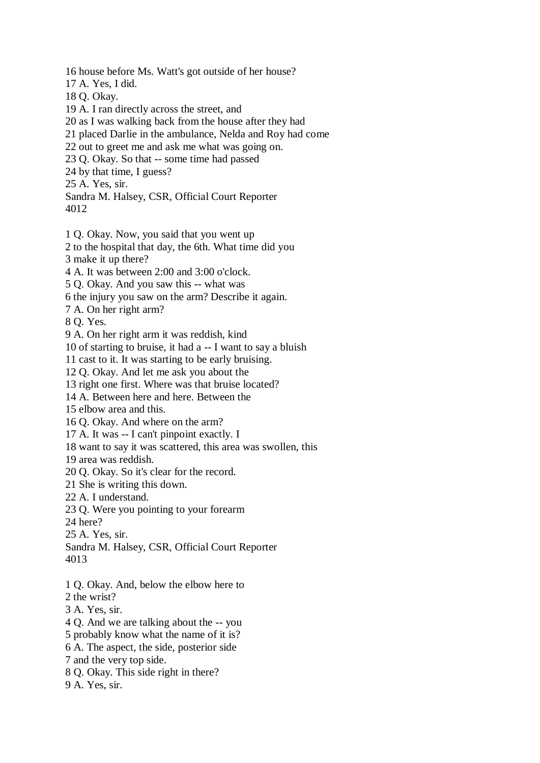16 house before Ms. Watt's got outside of her house?
17 A. Yes, I did.
18 Q. Okay.
19 A. I ran directly across the street, and
20 as I was walking back from the house after they had
21 placed Darlie in the ambulance, Nelda and Roy had come
22 out to greet me and ask me what was going on.
23 Q. Okay. So that -- some time had passed
24 by that time, I guess?
25 A. Yes, sir.
Sandra M. Halsey, CSR, Official Court Reporter
4012

1 Q. Okay. Now, you said that you went up
2 to the hospital that day, the 6th. What time did you
3 make it up there?
4 A. It was between 2:00 and 3:00 o'clock.
5 Q. Okay. And you saw this -- what was
6 the injury you saw on the arm? Describe it again.
7 A. On her right arm?
8 Q. Yes.
9 A. On her right arm it was reddish, kind
10 of starting to bruise, it had a -- I want to say a bluish
11 cast to it. It was starting to be early bruising.
12 Q. Okay. And let me ask you about the
13 right one first. Where was that bruise located?
14 A. Between here and here. Between the
15 elbow area and this.
16 Q. Okay. And where on the arm?
17 A. It was -- I can't pinpoint exactly. I
18 want to say it was scattered, this area was swollen, this
19 area was reddish.
20 Q. Okay. So it's clear for the record.
21 She is writing this down.
22 A. I understand.
23 Q. Were you pointing to your forearm
24 here?
25 A. Yes, sir.
Sandra M. Halsey, CSR, Official Court Reporter
4013

1 Q. Okay. And, below the elbow here to
2 the wrist?
3 A. Yes, sir.
4 Q. And we are talking about the -- you
5 probably know what the name of it is?
6 A. The aspect, the side, posterior side
7 and the very top side.
8 Q. Okay. This side right in there?
9 A. Yes, sir.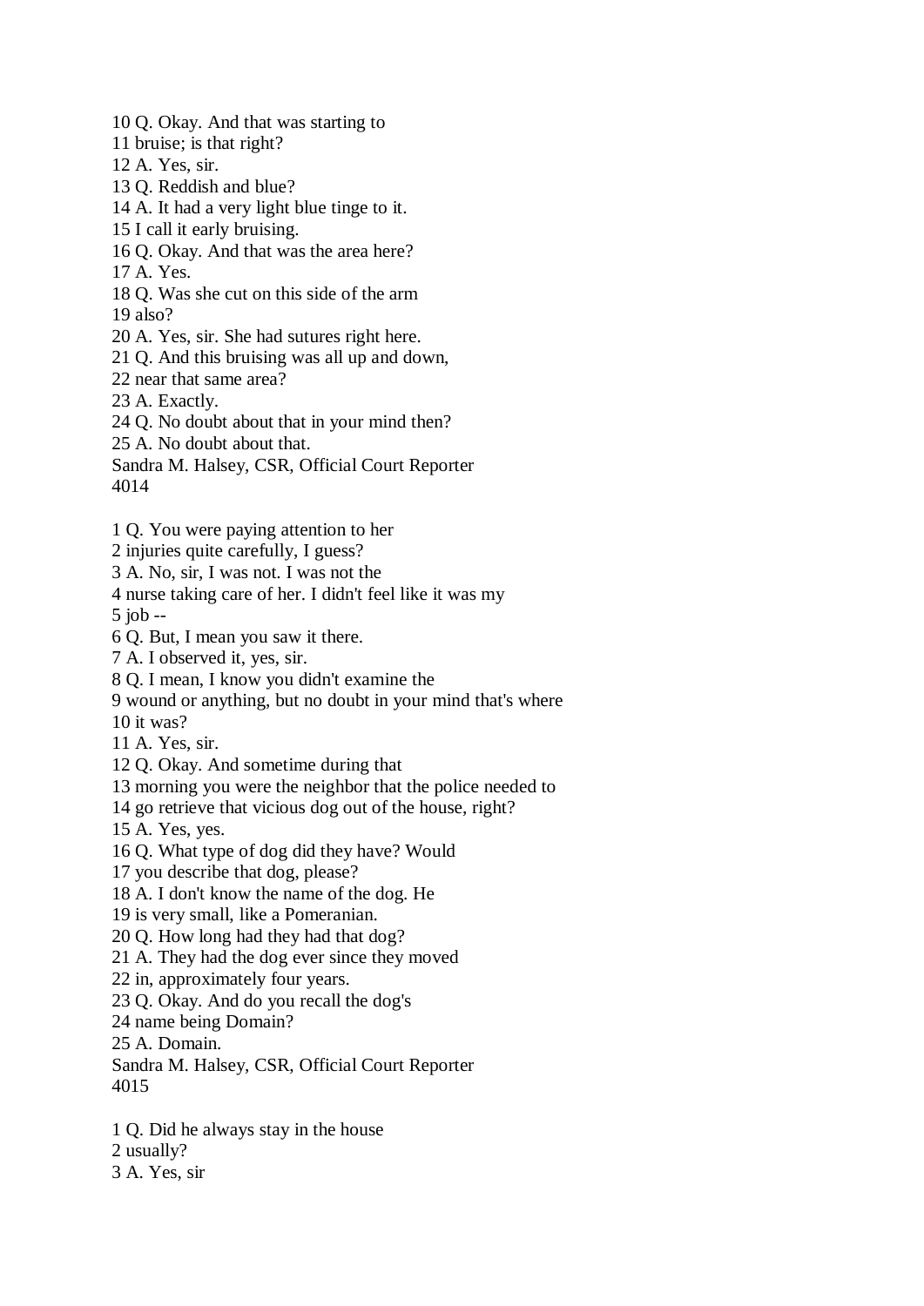10 Q. Okay. And that was starting to
11 bruise; is that right?
12 A. Yes, sir.
13 Q. Reddish and blue?
14 A. It had a very light blue tinge to it.
15 I call it early bruising.
16 Q. Okay. And that was the area here?
17 A. Yes.
18 Q. Was she cut on this side of the arm
19 also?
20 A. Yes, sir. She had sutures right here.
21 Q. And this bruising was all up and down,
22 near that same area?
23 A. Exactly.
24 Q. No doubt about that in your mind then?
25 A. No doubt about that.
Sandra M. Halsey, CSR, Official Court Reporter
4014

1 Q. You were paying attention to her
2 injuries quite carefully, I guess?
3 A. No, sir, I was not. I was not the
4 nurse taking care of her. I didn't feel like it was my
5 job --
6 Q. But, I mean you saw it there.
7 A. I observed it, yes, sir.
8 Q. I mean, I know you didn't examine the
9 wound or anything, but no doubt in your mind that's where
10 it was?
11 A. Yes, sir.
12 Q. Okay. And sometime during that
13 morning you were the neighbor that the police needed to
14 go retrieve that vicious dog out of the house, right?
15 A. Yes, yes.
16 Q. What type of dog did they have? Would
17 you describe that dog, please?
18 A. I don't know the name of the dog. He
19 is very small, like a Pomeranian.
20 Q. How long had they had that dog?
21 A. They had the dog ever since they moved
22 in, approximately four years.
23 Q. Okay. And do you recall the dog's
24 name being Domain?
25 A. Domain.
Sandra M. Halsey, CSR, Official Court Reporter
4015

1 Q. Did he always stay in the house
2 usually?
3 A. Yes, sir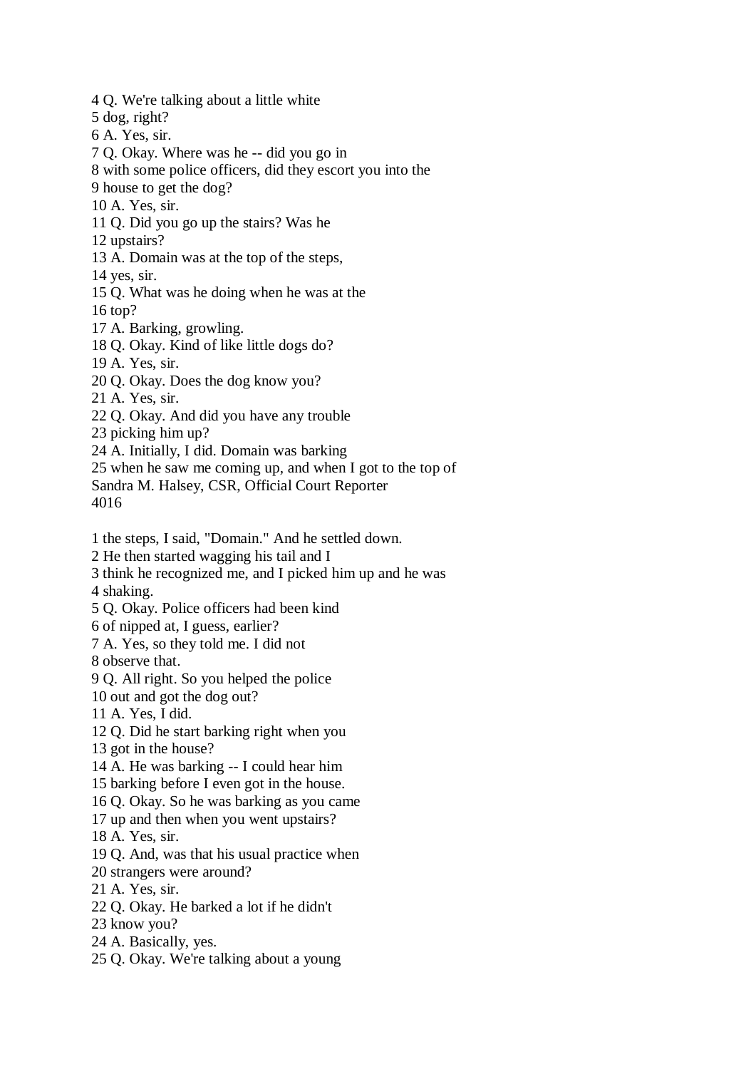4 Q. We're talking about a little white
5 dog, right?
6 A. Yes, sir.
7 Q. Okay. Where was he -- did you go in
8 with some police officers, did they escort you into the
9 house to get the dog?
10 A. Yes, sir.
11 Q. Did you go up the stairs? Was he
12 upstairs?
13 A. Domain was at the top of the steps,
14 yes, sir.
15 Q. What was he doing when he was at the
16 top?
17 A. Barking, growling.
18 Q. Okay. Kind of like little dogs do?
19 A. Yes, sir.
20 Q. Okay. Does the dog know you?
21 A. Yes, sir.
22 Q. Okay. And did you have any trouble
23 picking him up?
24 A. Initially, I did. Domain was barking
25 when he saw me coming up, and when I got to the top of
Sandra M. Halsey, CSR, Official Court Reporter
4016

1 the steps, I said, "Domain." And he settled down.
2 He then started wagging his tail and I
3 think he recognized me, and I picked him up and he was
4 shaking.
5 Q. Okay. Police officers had been kind
6 of nipped at, I guess, earlier?
7 A. Yes, so they told me. I did not
8 observe that.
9 Q. All right. So you helped the police
10 out and got the dog out?
11 A. Yes, I did.
12 Q. Did he start barking right when you
13 got in the house?
14 A. He was barking -- I could hear him
15 barking before I even got in the house.
16 Q. Okay. So he was barking as you came
17 up and then when you went upstairs?
18 A. Yes, sir.
19 Q. And, was that his usual practice when
20 strangers were around?
21 A. Yes, sir.
22 Q. Okay. He barked a lot if he didn't
23 know you?
24 A. Basically, yes.
25 Q. Okay. We're talking about a young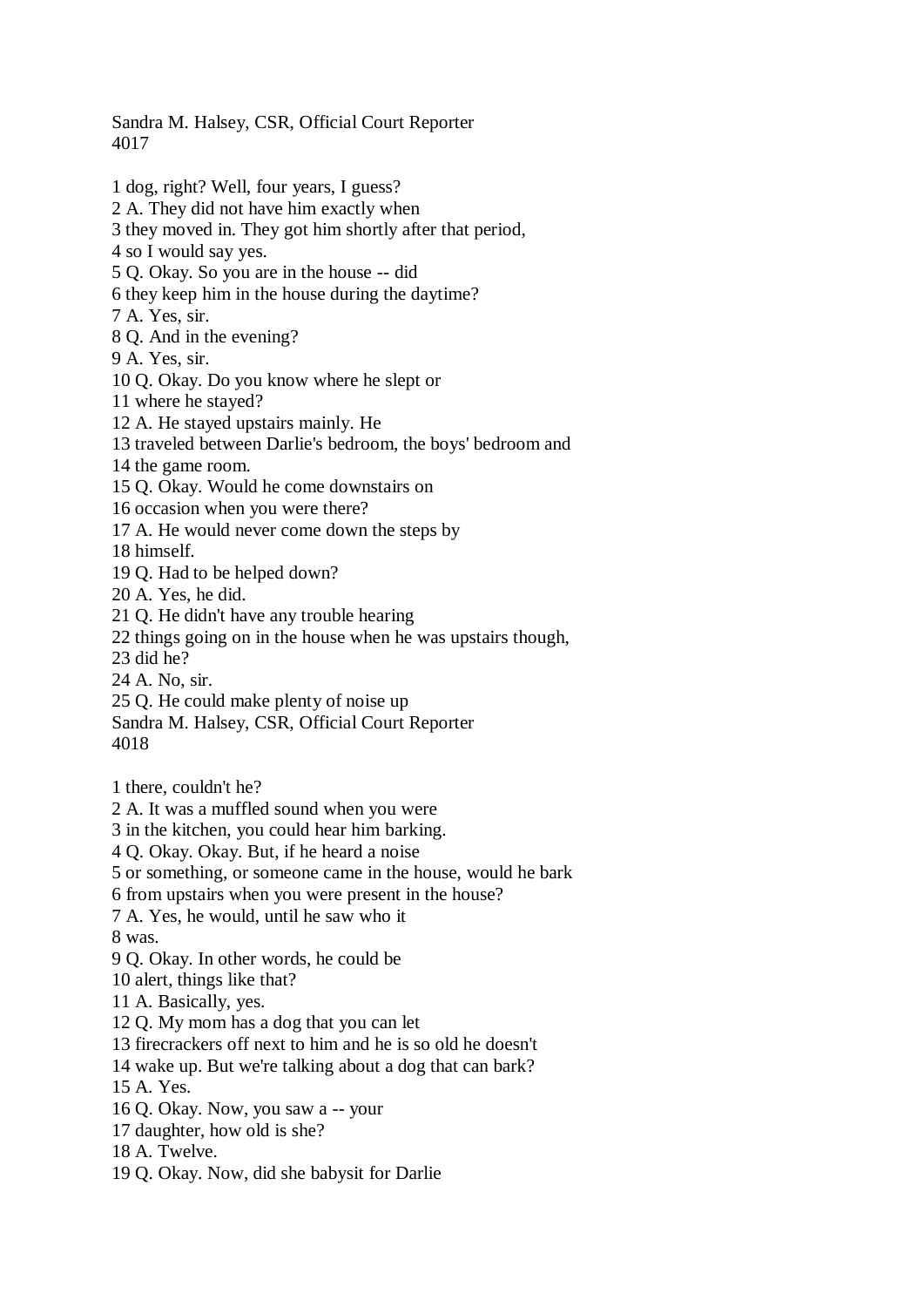1 dog, right? Well, four years, I guess?
2 A. They did not have him exactly when
3 they moved in. They got him shortly after that period,
4 so I would say yes.
5 Q. Okay. So you are in the house -- did
6 they keep him in the house during the daytime?
7 A. Yes, sir.
8 Q. And in the evening?
9 A. Yes, sir.
10 Q. Okay. Do you know where he slept or
11 where he stayed?
12 A. He stayed upstairs mainly. He
13 traveled between Darlie's bedroom, the boys' bedroom and
14 the game room.
15 Q. Okay. Would he come downstairs on
16 occasion when you were there?
17 A. He would never come down the steps by
18 himself.
19 Q. Had to be helped down?
20 A. Yes, he did.
21 Q. He didn't have any trouble hearing
22 things going on in the house when he was upstairs though,
23 did he?
24 A. No, sir.
25 Q. He could make plenty of noise up

1 there, couldn't he?
2 A. It was a muffled sound when you were
3 in the kitchen, you could hear him barking.
4 Q. Okay. Okay. But, if he heard a noise
5 or something, or someone came in the house, would he bark
6 from upstairs when you were present in the house?
7 A. Yes, he would, until he saw who it
8 was.
9 Q. Okay. In other words, he could be
10 alert, things like that?
11 A. Basically, yes.
12 Q. My mom has a dog that you can let
13 firecrackers off next to him and he is so old he doesn't
14 wake up. But we're talking about a dog that can bark?
15 A. Yes.
16 Q. Okay. Now, you saw a -- your
17 daughter, how old is she?
18 A. Twelve.
19 Q. Okay. Now, did she babysit for Darlie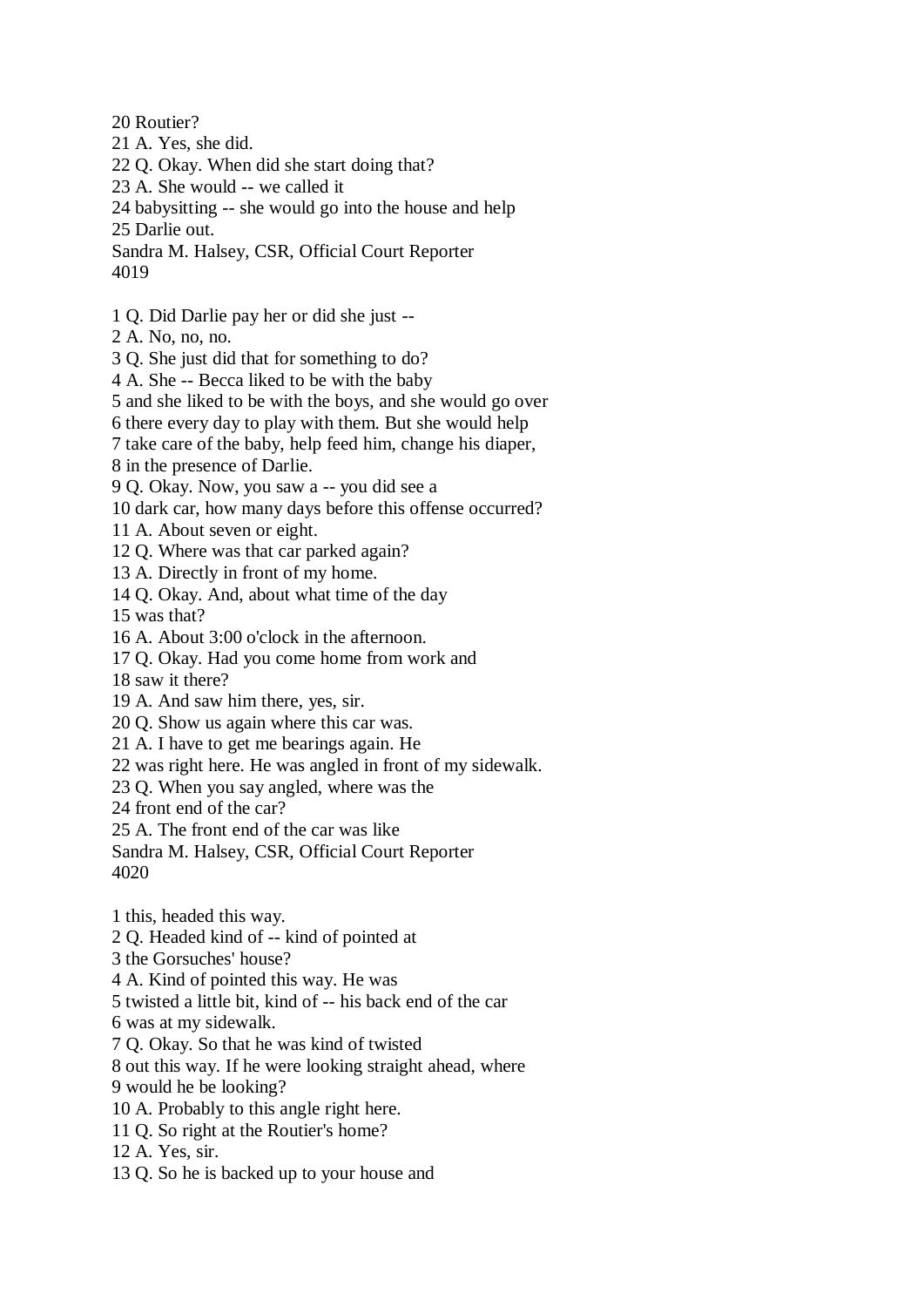20 Routier?
21 A. Yes, she did.
22 Q. Okay. When did she start doing that?
23 A. She would -- we called it
24 babysitting -- she would go into the house and help
25 Darlie out.
Sandra M. Halsey, CSR, Official Court Reporter

1 Q. Did Darlie pay her or did she just --
2 A. No, no, no.
3 Q. She just did that for something to do?
4 A. She -- Becca liked to be with the baby
5 and she liked to be with the boys, and she would go over
6 there every day to play with them. But she would help
7 take care of the baby, help feed him, change his diaper,
8 in the presence of Darlie.
9 Q. Okay. Now, you saw a -- you did see a
10 dark car, how many days before this offense occurred?
11 A. About seven or eight.
12 Q. Where was that car parked again?
13 A. Directly in front of my home.
14 Q. Okay. And, about what time of the day
15 was that?
16 A. About 3:00 o'clock in the afternoon.
17 Q. Okay. Had you come home from work and
18 saw it there?
19 A. And saw him there, yes, sir.
20 Q. Show us again where this car was.
21 A. I have to get me bearings again. He
22 was right here. He was angled in front of my sidewalk.
23 Q. When you say angled, where was the
24 front end of the car?
25 A. The front end of the car was like
Sandra M. Halsey, CSR, Official Court Reporter

1 this, headed this way.
2 Q. Headed kind of -- kind of pointed at
3 the Gorsuches' house?
4 A. Kind of pointed this way. He was
5 twisted a little bit, kind of -- his back end of the car
6 was at my sidewalk.
7 Q. Okay. So that he was kind of twisted
8 out this way. If he were looking straight ahead, where
9 would he be looking?
10 A. Probably to this angle right here.
11 Q. So right at the Routier's home?
12 A. Yes, sir.
13 Q. So he is backed up to your house and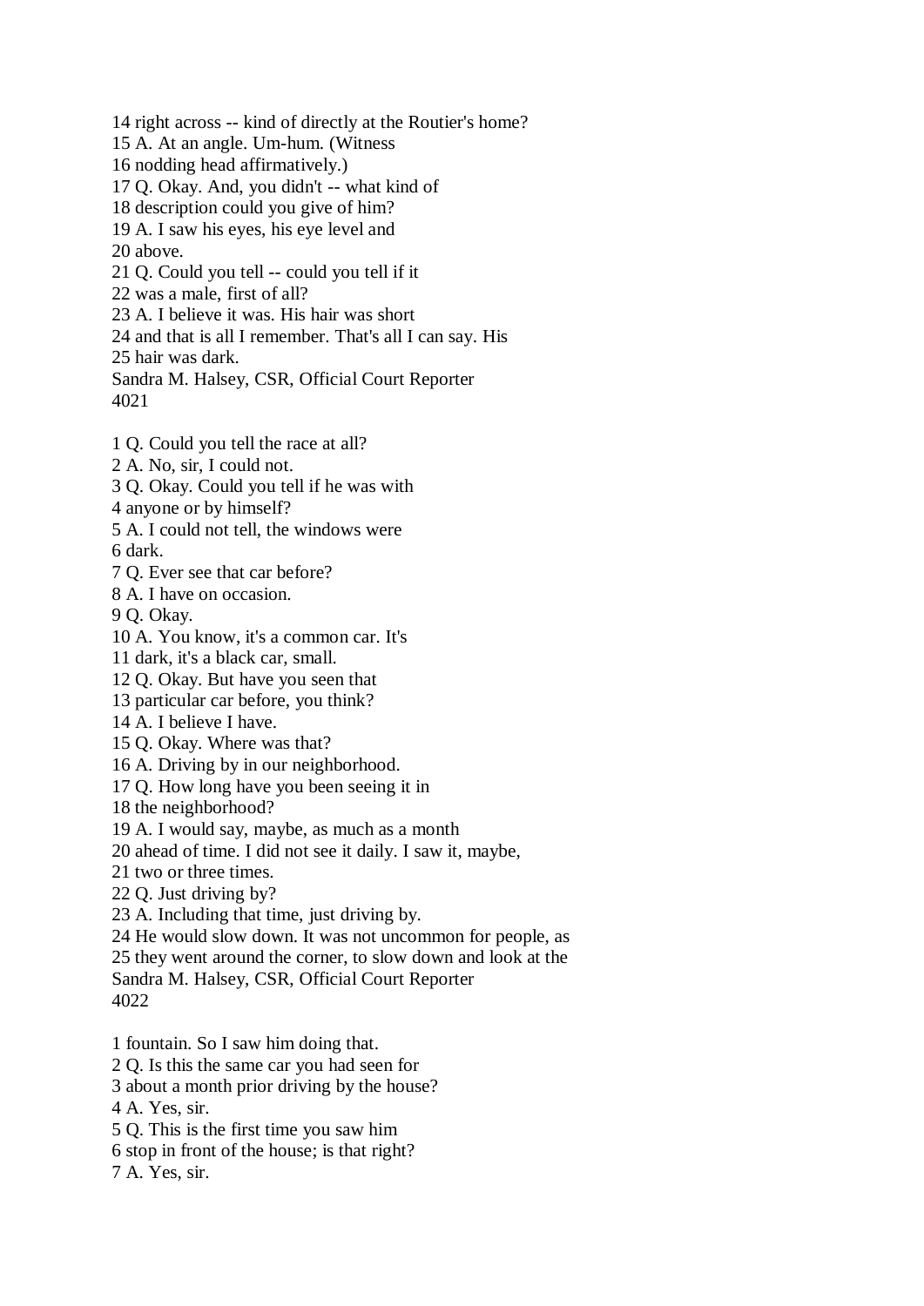14 right across -- kind of directly at the Routier's home?
15 A. At an angle. Um-hum. (Witness
16 nodding head affirmatively.)
17 Q. Okay. And, you didn't -- what kind of
18 description could you give of him?
19 A. I saw his eyes, his eye level and
20 above.
21 Q. Could you tell -- could you tell if it
22 was a male, first of all?
23 A. I believe it was. His hair was short
24 and that is all I remember. That's all I can say. His
25 hair was dark.

1 Q. Could you tell the race at all?
2 A. No, sir, I could not.
3 Q. Okay. Could you tell if he was with
4 anyone or by himself?
5 A. I could not tell, the windows were
6 dark.
7 Q. Ever see that car before?
8 A. I have on occasion.
9 Q. Okay.
10 A. You know, it's a common car. It's
11 dark, it's a black car, small.
12 Q. Okay. But have you seen that
13 particular car before, you think?
14 A. I believe I have.
15 Q. Okay. Where was that?
16 A. Driving by in our neighborhood.
17 Q. How long have you been seeing it in
18 the neighborhood?
19 A. I would say, maybe, as much as a month
20 ahead of time. I did not see it daily. I saw it, maybe,
21 two or three times.
22 Q. Just driving by?
23 A. Including that time, just driving by.
24 He would slow down. It was not uncommon for people, as
25 they went around the corner, to slow down and look at the

1 fountain. So I saw him doing that.
2 Q. Is this the same car you had seen for
3 about a month prior driving by the house?
4 A. Yes, sir.
5 Q. This is the first time you saw him
6 stop in front of the house; is that right?
7 A. Yes, sir.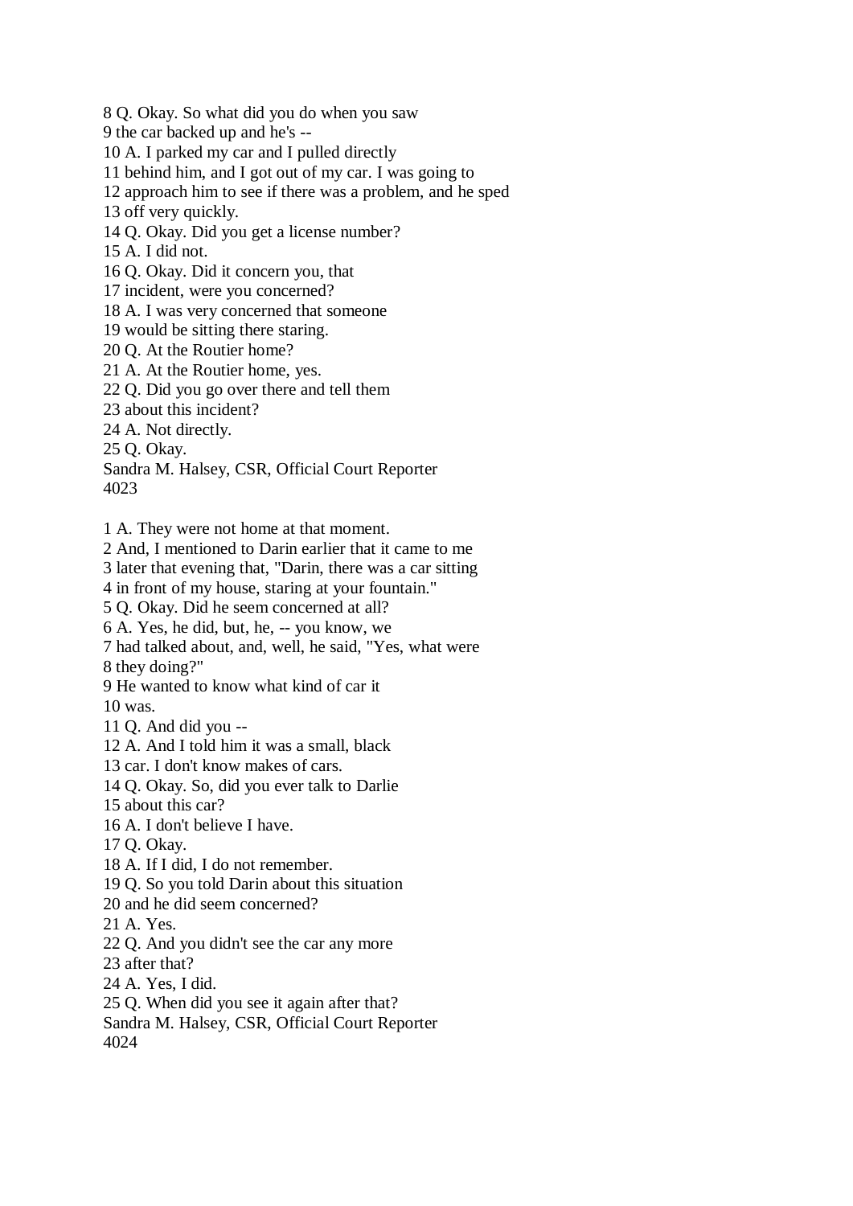8 Q. Okay. So what did you do when you saw
9 the car backed up and he's --
10 A. I parked my car and I pulled directly
11 behind him, and I got out of my car. I was going to
12 approach him to see if there was a problem, and he sped
13 off very quickly.
14 Q. Okay. Did you get a license number?
15 A. I did not.
16 Q. Okay. Did it concern you, that
17 incident, were you concerned?
18 A. I was very concerned that someone
19 would be sitting there staring.
20 Q. At the Routier home?
21 A. At the Routier home, yes.
22 Q. Did you go over there and tell them
23 about this incident?
24 A. Not directly.
25 Q. Okay.
Sandra M. Halsey, CSR, Official Court Reporter
4023

1 A. They were not home at that moment.
2 And, I mentioned to Darin earlier that it came to me
3 later that evening that, "Darin, there was a car sitting
4 in front of my house, staring at your fountain."
5 Q. Okay. Did he seem concerned at all?
6 A. Yes, he did, but, he, -- you know, we
7 had talked about, and, well, he said, "Yes, what were
8 they doing?"
9 He wanted to know what kind of car it
10 was.
11 Q. And did you --
12 A. And I told him it was a small, black
13 car. I don't know makes of cars.
14 Q. Okay. So, did you ever talk to Darlie
15 about this car?
16 A. I don't believe I have.
17 Q. Okay.
18 A. If I did, I do not remember.
19 Q. So you told Darin about this situation
20 and he did seem concerned?
21 A. Yes.
22 Q. And you didn't see the car any more
23 after that?
24 A. Yes, I did.
25 Q. When did you see it again after that?
Sandra M. Halsey, CSR, Official Court Reporter
4024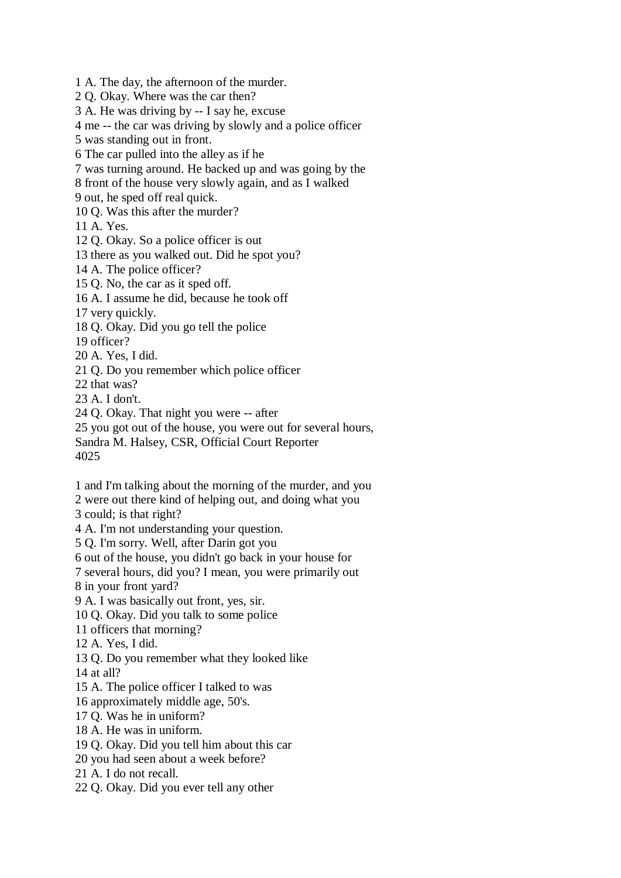1 A. The day, the afternoon of the murder.
2 Q. Okay. Where was the car then?
3 A. He was driving by -- I say he, excuse
4 me -- the car was driving by slowly and a police officer
5 was standing out in front.
6 The car pulled into the alley as if he
7 was turning around. He backed up and was going by the
8 front of the house very slowly again, and as I walked
9 out, he sped off real quick.
10 Q. Was this after the murder?
11 A. Yes.
12 Q. Okay. So a police officer is out
13 there as you walked out. Did he spot you?
14 A. The police officer?
15 Q. No, the car as it sped off.
16 A. I assume he did, because he took off
17 very quickly.
18 Q. Okay. Did you go tell the police
19 officer?
20 A. Yes, I did.
21 Q. Do you remember which police officer
22 that was?
23 A. I don't.
24 Q. Okay. That night you were -- after
25 you got out of the house, you were out for several hours,

1 and I'm talking about the morning of the murder, and you
2 were out there kind of helping out, and doing what you
3 could; is that right?
4 A. I'm not understanding your question.
5 Q. I'm sorry. Well, after Darin got you
6 out of the house, you didn't go back in your house for
7 several hours, did you? I mean, you were primarily out
8 in your front yard?
9 A. I was basically out front, yes, sir.
10 Q. Okay. Did you talk to some police
11 officers that morning?
12 A. Yes, I did.
13 Q. Do you remember what they looked like
14 at all?
15 A. The police officer I talked to was
16 approximately middle age, 50's.
17 Q. Was he in uniform?
18 A. He was in uniform.
19 Q. Okay. Did you tell him about this car
20 you had seen about a week before?
21 A. I do not recall.
22 Q. Okay. Did you ever tell any other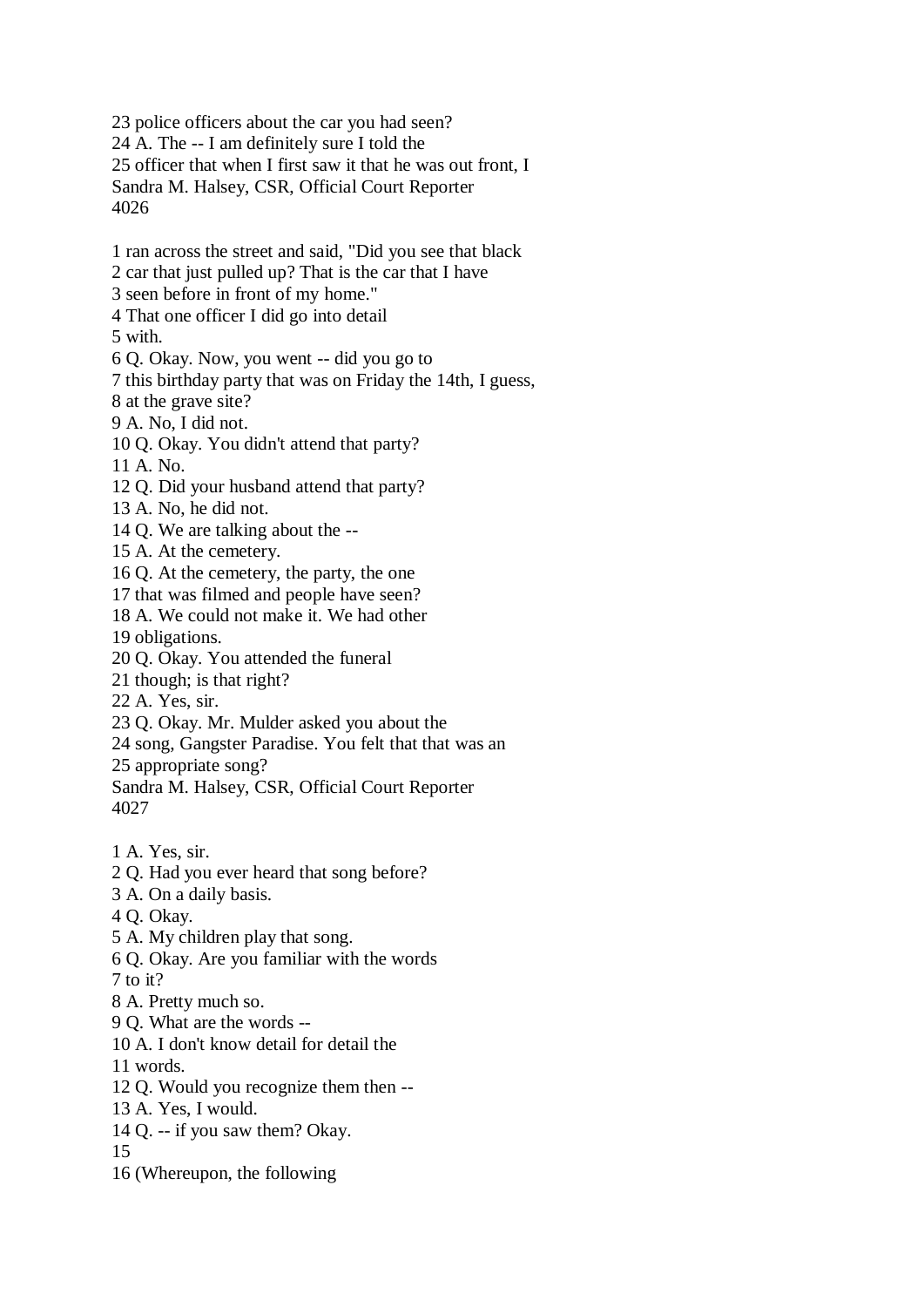23 police officers about the car you had seen?
24 A. The -- I am definitely sure I told the
25 officer that when I first saw it that he was out front, I
Sandra M. Halsey, CSR, Official Court Reporter

1 ran across the street and said, "Did you see that black
2 car that just pulled up? That is the car that I have
3 seen before in front of my home."
4 That one officer I did go into detail
5 with.
6 Q. Okay. Now, you went -- did you go to
7 this birthday party that was on Friday the 14th, I guess,
8 at the grave site?
9 A. No, I did not.
10 Q. Okay. You didn't attend that party?
11 A. No.
12 Q. Did your husband attend that party?
13 A. No, he did not.
14 Q. We are talking about the --
15 A. At the cemetery.
16 Q. At the cemetery, the party, the one
17 that was filmed and people have seen?
18 A. We could not make it. We had other
19 obligations.
20 Q. Okay. You attended the funeral
21 though; is that right?
22 A. Yes, sir.
23 Q. Okay. Mr. Mulder asked you about the
24 song, Gangster Paradise. You felt that that was an
25 appropriate song?
Sandra M. Halsey, CSR, Official Court Reporter

1 A. Yes, sir.
2 Q. Had you ever heard that song before?
3 A. On a daily basis.
4 Q. Okay.
5 A. My children play that song.
6 Q. Okay. Are you familiar with the words
7 to it?
8 A. Pretty much so.
9 Q. What are the words --
10 A. I don't know detail for detail the
11 words.
12 Q. Would you recognize them then --
13 A. Yes, I would.
14 Q. -- if you saw them? Okay.
15
16 (Whereupon, the following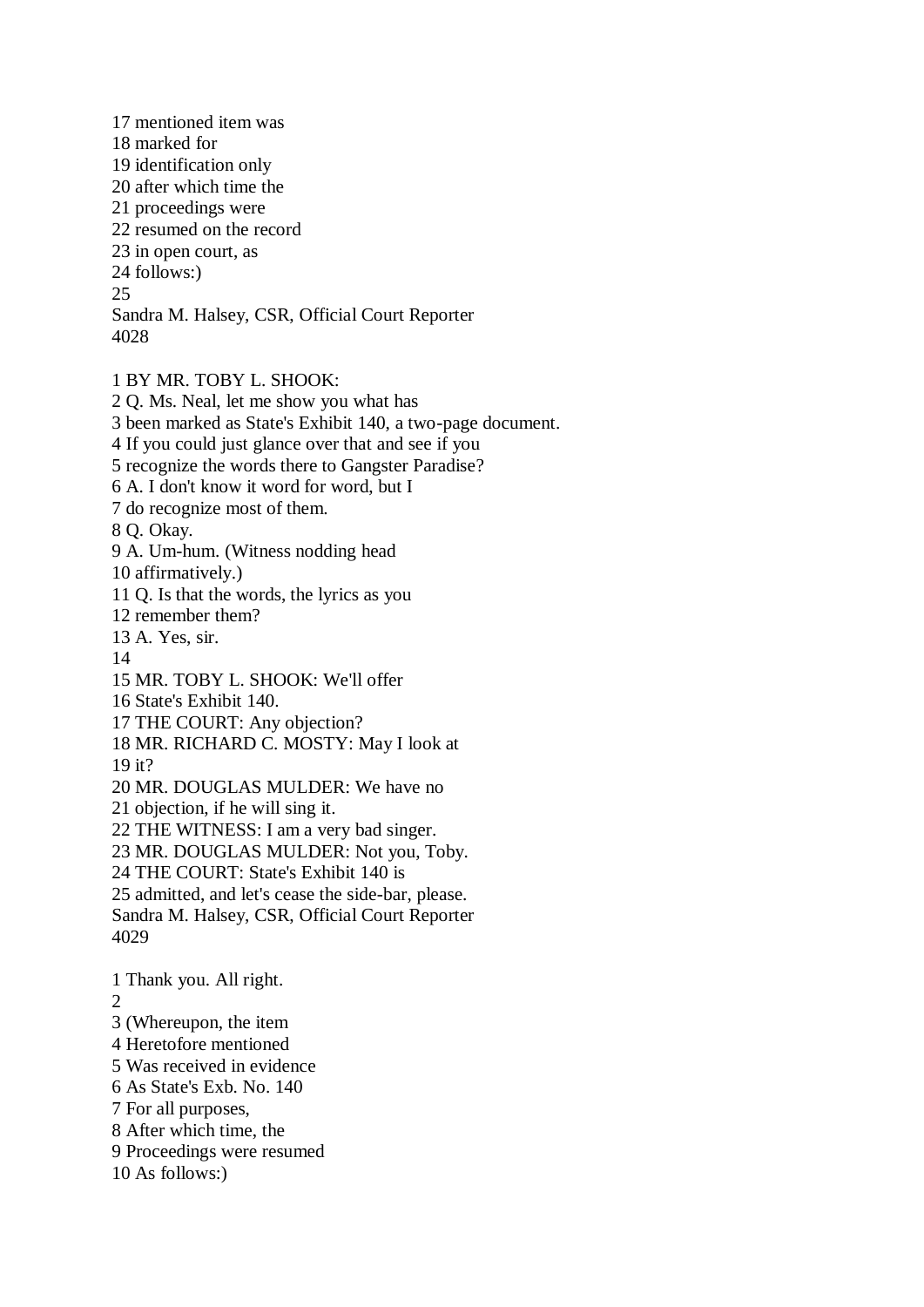17 mentioned item was
18 marked for
19 identification only
20 after which time the
21 proceedings were
22 resumed on the record
23 in open court, as
24 follows:)
25
Sandra M. Halsey, CSR, Official Court Reporter
4028

1 BY MR. TOBY L. SHOOK:
2 Q. Ms. Neal, let me show you what has
3 been marked as State's Exhibit 140, a two-page document.
4 If you could just glance over that and see if you
5 recognize the words there to Gangster Paradise?
6 A. I don't know it word for word, but I
7 do recognize most of them.
8 Q. Okay.
9 A. Um-hum. (Witness nodding head
10 affirmatively.)
11 Q. Is that the words, the lyrics as you
12 remember them?
13 A. Yes, sir.
14
15 MR. TOBY L. SHOOK: We'll offer
16 State's Exhibit 140.
17 THE COURT: Any objection?
18 MR. RICHARD C. MOSTY: May I look at
19 it?
20 MR. DOUGLAS MULDER: We have no
21 objection, if he will sing it.
22 THE WITNESS: I am a very bad singer.
23 MR. DOUGLAS MULDER: Not you, Toby.
24 THE COURT: State's Exhibit 140 is
25 admitted, and let's cease the side-bar, please.
Sandra M. Halsey, CSR, Official Court Reporter
4029

1 Thank you. All right.
2
3 (Whereupon, the item
4 Heretofore mentioned
5 Was received in evidence
6 As State's Exb. No. 140
7 For all purposes,
8 After which time, the
9 Proceedings were resumed
10 As follows:)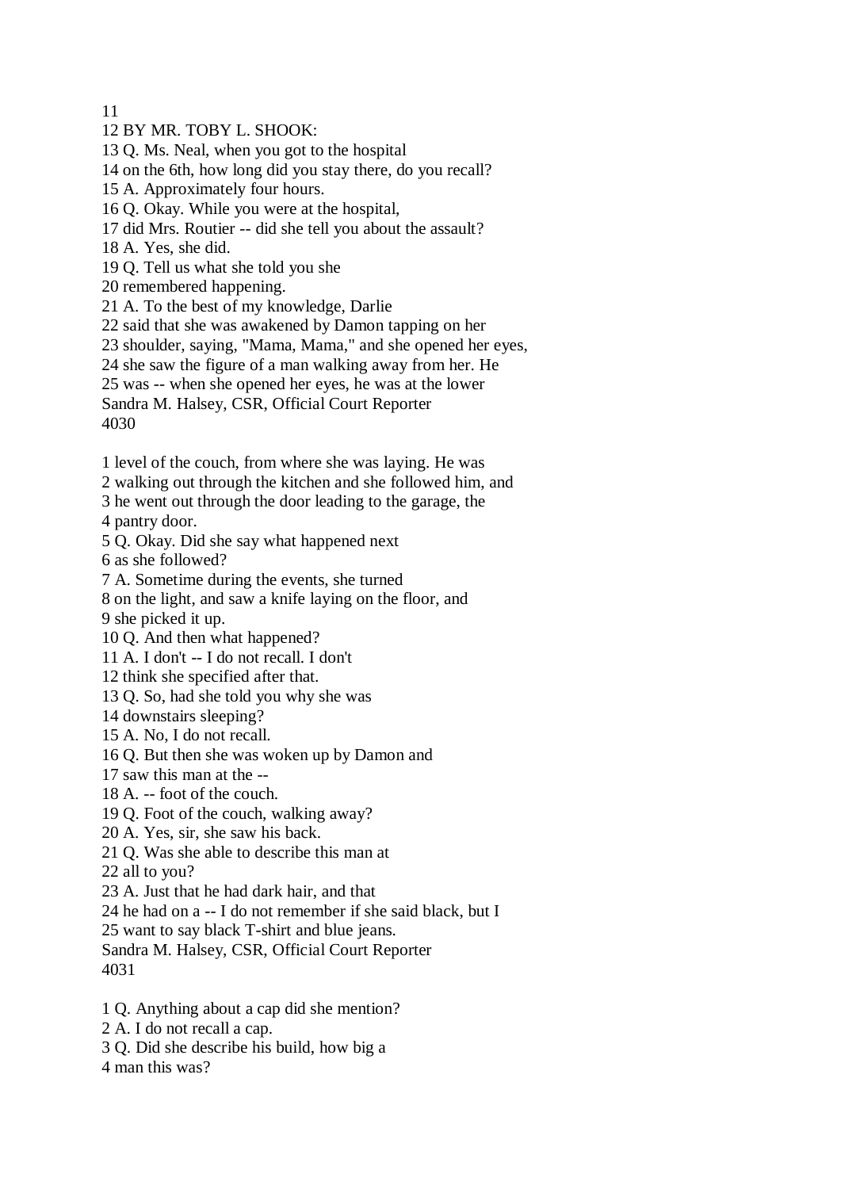11

12 BY MR. TOBY L. SHOOK:

13 Q. Ms. Neal, when you got to the hospital
14 on the 6th, how long did you stay there, do you recall?
15 A. Approximately four hours.
16 Q. Okay. While you were at the hospital,
17 did Mrs. Routier -- did she tell you about the assault?
18 A. Yes, she did.
19 Q. Tell us what she told you she
20 remembered happening.
21 A. To the best of my knowledge, Darlie
22 said that she was awakened by Damon tapping on her
23 shoulder, saying, "Mama, Mama," and she opened her eyes,
24 she saw the figure of a man walking away from her. He
25 was -- when she opened her eyes, he was at the lower

1 level of the couch, from where she was laying. He was
2 walking out through the kitchen and she followed him, and
3 he went out through the door leading to the garage, the
4 pantry door.
5 Q. Okay. Did she say what happened next
6 as she followed?
7 A. Sometime during the events, she turned
8 on the light, and saw a knife laying on the floor, and
9 she picked it up.
10 Q. And then what happened?
11 A. I don't -- I do not recall. I don't
12 think she specified after that.
13 Q. So, had she told you why she was
14 downstairs sleeping?
15 A. No, I do not recall.
16 Q. But then she was woken up by Damon and
17 saw this man at the --
18 A. -- foot of the couch.
19 Q. Foot of the couch, walking away?
20 A. Yes, sir, she saw his back.
21 Q. Was she able to describe this man at
22 all to you?
23 A. Just that he had dark hair, and that
24 he had on a -- I do not remember if she said black, but I
25 want to say black T-shirt and blue jeans.

1 Q. Anything about a cap did she mention?
2 A. I do not recall a cap.
3 Q. Did she describe his build, how big a
4 man this was?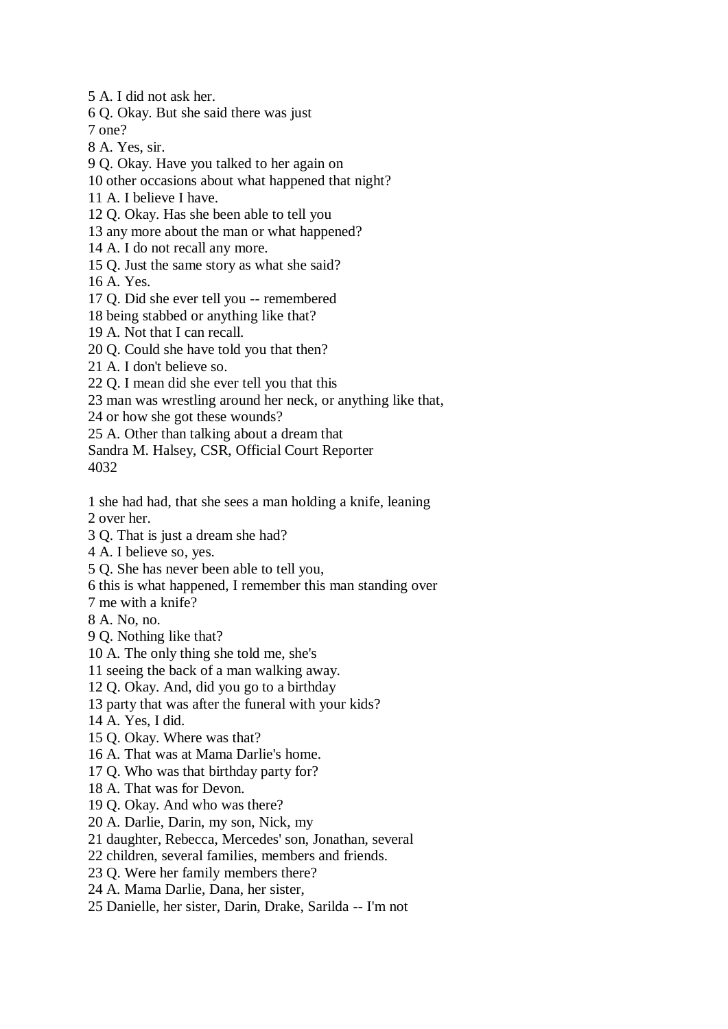5 A. I did not ask her.
6 Q. Okay. But she said there was just
7 one?
8 A. Yes, sir.
9 Q. Okay. Have you talked to her again on
10 other occasions about what happened that night?
11 A. I believe I have.
12 Q. Okay. Has she been able to tell you
13 any more about the man or what happened?
14 A. I do not recall any more.
15 Q. Just the same story as what she said?
16 A. Yes.
17 Q. Did she ever tell you -- remembered
18 being stabbed or anything like that?
19 A. Not that I can recall.
20 Q. Could she have told you that then?
21 A. I don't believe so.
22 Q. I mean did she ever tell you that this
23 man was wrestling around her neck, or anything like that,
24 or how she got these wounds?
25 A. Other than talking about a dream that

1 she had had, that she sees a man holding a knife, leaning
2 over her.
3 Q. That is just a dream she had?
4 A. I believe so, yes.
5 Q. She has never been able to tell you,
6 this is what happened, I remember this man standing over
7 me with a knife?
8 A. No, no.
9 Q. Nothing like that?
10 A. The only thing she told me, she's
11 seeing the back of a man walking away.
12 Q. Okay. And, did you go to a birthday
13 party that was after the funeral with your kids?
14 A. Yes, I did.
15 Q. Okay. Where was that?
16 A. That was at Mama Darlie's home.
17 Q. Who was that birthday party for?
18 A. That was for Devon.
19 Q. Okay. And who was there?
20 A. Darlie, Darin, my son, Nick, my
21 daughter, Rebecca, Mercedes' son, Jonathan, several
22 children, several families, members and friends.
23 Q. Were her family members there?
24 A. Mama Darlie, Dana, her sister,
25 Danielle, her sister, Darin, Drake, Sarilda -- I'm not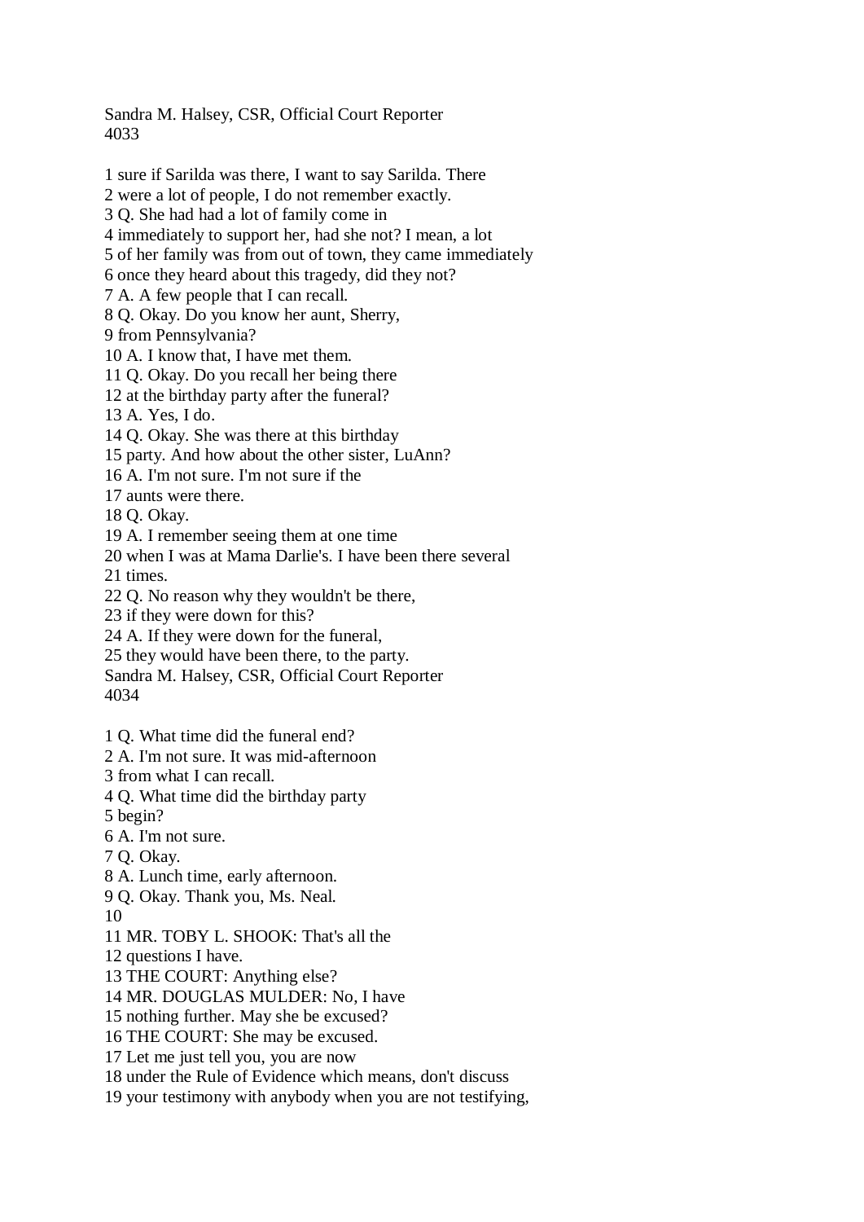1 sure if Sarilda was there, I want to say Sarilda. There
2 were a lot of people, I do not remember exactly.
3 Q. She had had a lot of family come in
4 immediately to support her, had she not? I mean, a lot
5 of her family was from out of town, they came immediately
6 once they heard about this tragedy, did they not?
7 A. A few people that I can recall.
8 Q. Okay. Do you know her aunt, Sherry,
9 from Pennsylvania?
10 A. I know that, I have met them.
11 Q. Okay. Do you recall her being there
12 at the birthday party after the funeral?
13 A. Yes, I do.
14 Q. Okay. She was there at this birthday
15 party. And how about the other sister, LuAnn?
16 A. I'm not sure. I'm not sure if the
17 aunts were there.
18 Q. Okay.
19 A. I remember seeing them at one time
20 when I was at Mama Darlie's. I have been there several
21 times.
22 Q. No reason why they wouldn't be there,
23 if they were down for this?
24 A. If they were down for the funeral,
25 they would have been there, to the party.

1 Q. What time did the funeral end?
2 A. I'm not sure. It was mid-afternoon
3 from what I can recall.
4 Q. What time did the birthday party
5 begin?
6 A. I'm not sure.
7 Q. Okay.
8 A. Lunch time, early afternoon.
9 Q. Okay. Thank you, Ms. Neal.
10
11 MR. TOBY L. SHOOK: That's all the
12 questions I have.
13 THE COURT: Anything else?
14 MR. DOUGLAS MULDER: No, I have
15 nothing further. May she be excused?
16 THE COURT: She may be excused.
17 Let me just tell you, you are now
18 under the Rule of Evidence which means, don't discuss
19 your testimony with anybody when you are not testifying,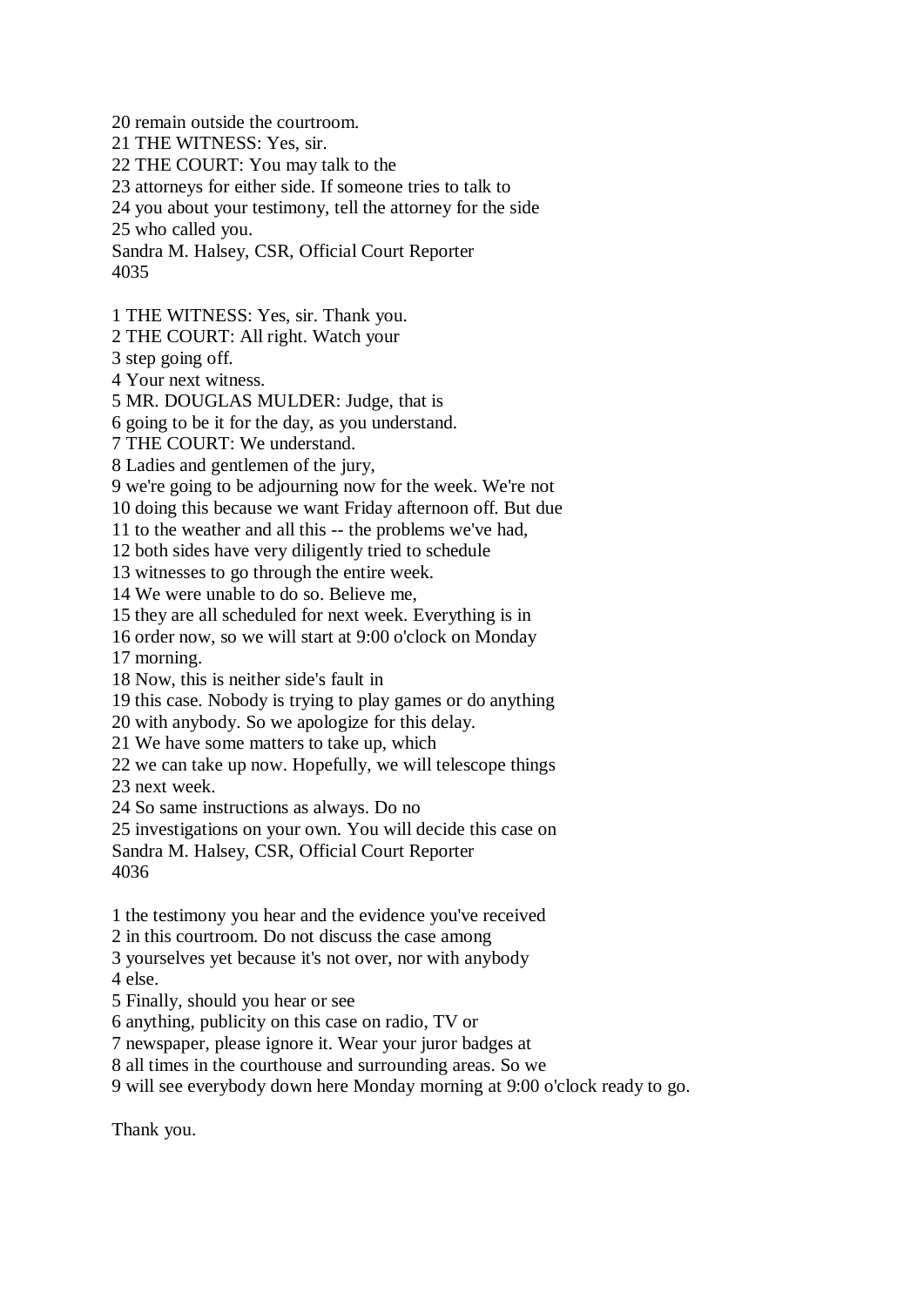20 remain outside the courtroom.
21 THE WITNESS: Yes, sir.
22 THE COURT: You may talk to the
23 attorneys for either side. If someone tries to talk to
24 you about your testimony, tell the attorney for the side
25 who called you.

1 THE WITNESS: Yes, sir. Thank you.
2 THE COURT: All right. Watch your
3 step going off.
4 Your next witness.
5 MR. DOUGLAS MULDER: Judge, that is
6 going to be it for the day, as you understand.
7 THE COURT: We understand.
8 Ladies and gentlemen of the jury,
9 we're going to be adjourning now for the week. We're not
10 doing this because we want Friday afternoon off. But due
11 to the weather and all this -- the problems we've had,
12 both sides have very diligently tried to schedule
13 witnesses to go through the entire week.
14 We were unable to do so. Believe me,
15 they are all scheduled for next week. Everything is in
16 order now, so we will start at 9:00 o'clock on Monday
17 morning.
18 Now, this is neither side's fault in
19 this case. Nobody is trying to play games or do anything
20 with anybody. So we apologize for this delay.
21 We have some matters to take up, which
22 we can take up now. Hopefully, we will telescope things
23 next week.
24 So same instructions as always. Do no
25 investigations on your own. You will decide this case on

1 the testimony you hear and the evidence you've received
2 in this courtroom. Do not discuss the case among
3 yourselves yet because it's not over, nor with anybody
4 else.
5 Finally, should you hear or see
6 anything, publicity on this case on radio, TV or
7 newspaper, please ignore it. Wear your juror badges at
8 all times in the courthouse and surrounding areas. So we
9 will see everybody down here Monday morning at 9:00 o'clock ready to go.

Thank you.